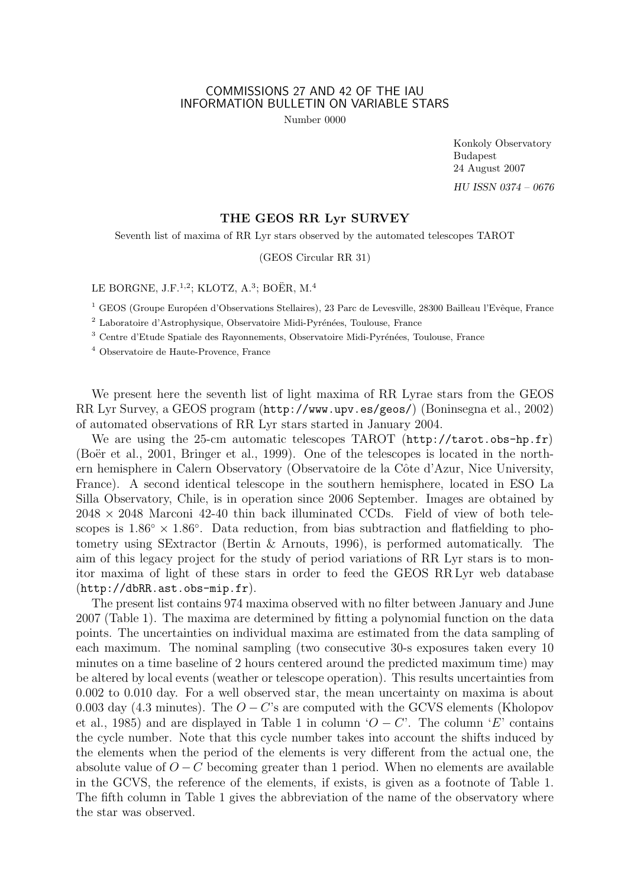COMMISSIONS 27 AND 42 OF THE IAU
INFORMATION BULLETIN ON VARIABLE STARS

Number 0000

Konkoly Observatory
Budapest
24 August 2007

*HU ISSN 0374 – 0676*

## THE GEOS RR Lyr SURVEY

Seventh list of maxima of RR Lyr stars observed by the automated telescopes TAROT

(GEOS Circular RR 31)

LE BORGNE, J.F.[1,2]; KLOTZ, A.[3]; BOËR, M.[4]

[1] GEOS (Groupe Européen d'Observations Stellaires), 23 Parc de Levesville, 28300 Bailleau l'Evêque, France

[2] Laboratoire d'Astrophysique, Observatoire Midi-Pyrénées, Toulouse, France

[3] Centre d'Etude Spatiale des Rayonnements, Observatoire Midi-Pyrénées, Toulouse, France

[4] Observatoire de Haute-Provence, France

We present here the seventh list of light maxima of RR Lyrae stars from the GEOS RR Lyr Survey, a GEOS program (`http://www.upv.es/geos/`) (Boninsegna et al., 2002) of automated observations of RR Lyr stars started in January 2004.

We are using the 25-cm automatic telescopes TAROT (`http://tarot.obs-hp.fr`) (Boër et al., 2001, Bringer et al., 1999). One of the telescopes is located in the northern hemisphere in Calern Observatory (Observatoire de la Côte d'Azur, Nice University, France). A second identical telescope in the southern hemisphere, located in ESO La Silla Observatory, Chile, is in operation since 2006 September. Images are obtained by $2048 \times 2048$ Marconi 42-40 thin back illuminated CCDs. Field of view of both telescopes is $1.86^{\circ} \times 1.86^{\circ}$. Data reduction, from bias subtraction and flatfielding to photometry using SExtractor (Bertin & Arnouts, 1996), is performed automatically. The aim of this legacy project for the study of period variations of RR Lyr stars is to monitor maxima of light of these stars in order to feed the GEOS RR Lyr web database (`http://dbRR.ast.obs-mip.fr`).

The present list contains 974 maxima observed with no filter between January and June 2007 (Table 1). The maxima are determined by fitting a polynomial function on the data points. The uncertainties on individual maxima are estimated from the data sampling of each maximum. The nominal sampling (two consecutive 30-s exposures taken every 10 minutes on a time baseline of 2 hours centered around the predicted maximum time) may be altered by local events (weather or telescope operation). This results uncertainties from 0.002 to 0.010 day. For a well observed star, the mean uncertainty on maxima is about 0.003 day (4.3 minutes). The $O-C$'s are computed with the GCVS elements (Kholopov et al., 1985) and are displayed in Table 1 in column '$O-C$'. The column '$E$' contains the cycle number. Note that this cycle number takes into account the shifts induced by the elements when the period of the elements is very different from the actual one, the absolute value of $O-C$ becoming greater than 1 period. When no elements are available in the GCVS, the reference of the elements, if exists, is given as a footnote of Table 1. The fifth column in Table 1 gives the abbreviation of the name of the observatory where the star was observed.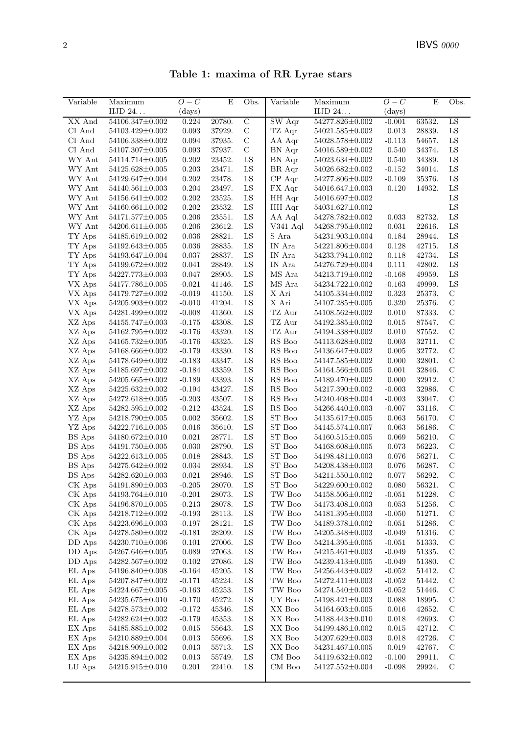**Table 1: maxima of RR Lyrae stars**

| Variable | Maximum HJD 24… | O − C (days) | E | Obs. | Variable | Maximum HJD 24… | O − C (days) | E | Obs. |
|---|---|---|---|---|---|---|---|---|---|
| XX And | 54106.347±0.002 | 0.224 | 20780. | C | SW Aqr | 54277.826±0.002 | -0.001 | 63532. | LS |
| CI And | 54103.429±0.002 | 0.093 | 37929. | C | TZ Aqr | 54021.585±0.002 | 0.013 | 28839. | LS |
| CI And | 54106.338±0.002 | 0.094 | 37935. | C | AA Aqr | 54028.578±0.002 | -0.113 | 54657. | LS |
| CI And | 54107.307±0.005 | 0.093 | 37937. | C | BN Aqr | 54016.589±0.002 | 0.540 | 34374. | LS |
| WY Ant | 54114.714±0.005 | 0.202 | 23452. | LS | BN Aqr | 54023.634±0.002 | 0.540 | 34389. | LS |
| WY Ant | 54125.628±0.005 | 0.203 | 23471. | LS | BR Aqr | 54026.682±0.002 | -0.152 | 34014. | LS |
| WY Ant | 54129.647±0.004 | 0.202 | 23478. | LS | CP Aqr | 54277.806±0.002 | -0.109 | 35376. | LS |
| WY Ant | 54140.561±0.003 | 0.204 | 23497. | LS | FX Aqr | 54016.647±0.003 | 0.120 | 14932. | LS |
| WY Ant | 54156.641±0.002 | 0.202 | 23525. | LS | HH Aqr | 54016.697±0.002 | | | LS |
| WY Ant | 54160.661±0.002 | 0.202 | 23532. | LS | HH Aqr | 54031.627±0.002 | | | LS |
| WY Ant | 54171.577±0.005 | 0.206 | 23551. | LS | AA Aql | 54278.782±0.002 | 0.033 | 82732. | LS |
| WY Ant | 54206.611±0.005 | 0.206 | 23612. | LS | V341 Aql | 54268.795±0.002 | 0.031 | 22616. | LS |
| TY Aps | 54185.619±0.002 | 0.036 | 28821. | LS | S Ara | 54231.903±0.004 | 0.184 | 28944. | LS |
| TY Aps | 54192.643±0.005 | 0.036 | 28835. | LS | IN Ara | 54221.806±0.004 | 0.128 | 42715. | LS |
| TY Aps | 54193.647±0.004 | 0.037 | 28837. | LS | IN Ara | 54233.794±0.002 | 0.118 | 42734. | LS |
| TY Aps | 54199.672±0.002 | 0.041 | 28849. | LS | IN Ara | 54276.729±0.004 | 0.111 | 42802. | LS |
| TY Aps | 54227.773±0.003 | 0.047 | 28905. | LS | MS Ara | 54213.719±0.002 | -0.168 | 49959. | LS |
| VX Aps | 54177.786±0.005 | -0.021 | 41146. | LS | MS Ara | 54234.722±0.002 | -0.163 | 49999. | LS |
| VX Aps | 54179.727±0.002 | -0.019 | 41150. | LS | X Ari | 54105.334±0.002 | 0.323 | 25373. | C |
| VX Aps | 54205.903±0.002 | -0.010 | 41204. | LS | X Ari | 54107.285±0.005 | 0.320 | 25376. | C |
| VX Aps | 54281.499±0.002 | -0.008 | 41360. | LS | TZ Aur | 54108.562±0.002 | 0.010 | 87333. | C |
| XZ Aps | 54155.747±0.003 | -0.175 | 43308. | LS | TZ Aur | 54192.385±0.002 | 0.015 | 87547. | C |
| XZ Aps | 54162.795±0.002 | -0.176 | 43320. | LS | TZ Aur | 54194.338±0.002 | 0.010 | 87552. | C |
| XZ Aps | 54165.732±0.005 | -0.176 | 43325. | LS | RS Boo | 54113.628±0.002 | 0.003 | 32711. | C |
| XZ Aps | 54168.666±0.002 | -0.179 | 43330. | LS | RS Boo | 54136.647±0.002 | 0.005 | 32772. | C |
| XZ Aps | 54178.649±0.002 | -0.183 | 43347. | LS | RS Boo | 54147.585±0.002 | 0.000 | 32801. | C |
| XZ Aps | 54185.697±0.002 | -0.184 | 43359. | LS | RS Boo | 54164.566±0.005 | 0.001 | 32846. | C |
| XZ Aps | 54205.665±0.002 | -0.189 | 43393. | LS | RS Boo | 54189.470±0.002 | 0.000 | 32912. | C |
| XZ Aps | 54225.632±0.002 | -0.194 | 43427. | LS | RS Boo | 54217.390±0.002 | -0.003 | 32986. | C |
| XZ Aps | 54272.618±0.005 | -0.203 | 43507. | LS | RS Boo | 54240.408±0.004 | -0.003 | 33047. | C |
| XZ Aps | 54282.595±0.002 | -0.212 | 43524. | LS | RS Boo | 54266.440±0.003 | -0.007 | 33116. | C |
| YZ Aps | 54218.790±0.005 | 0.002 | 35602. | LS | ST Boo | 54135.617±0.005 | 0.063 | 56170. | C |
| YZ Aps | 54222.716±0.005 | 0.016 | 35610. | LS | ST Boo | 54145.574±0.007 | 0.063 | 56186. | C |
| BS Aps | 54180.672±0.010 | 0.021 | 28771. | LS | ST Boo | 54160.515±0.005 | 0.069 | 56210. | C |
| BS Aps | 54191.750±0.005 | 0.030 | 28790. | LS | ST Boo | 54168.608±0.005 | 0.073 | 56223. | C |
| BS Aps | 54222.613±0.005 | 0.018 | 28843. | LS | ST Boo | 54198.481±0.003 | 0.076 | 56271. | C |
| BS Aps | 54275.642±0.002 | 0.034 | 28934. | LS | ST Boo | 54208.438±0.003 | 0.076 | 56287. | C |
| BS Aps | 54282.620±0.003 | 0.021 | 28946. | LS | ST Boo | 54211.550±0.002 | 0.077 | 56292. | C |
| CK Aps | 54191.890±0.003 | -0.205 | 28070. | LS | ST Boo | 54229.600±0.002 | 0.080 | 56321. | C |
| CK Aps | 54193.764±0.010 | -0.201 | 28073. | LS | TW Boo | 54158.506±0.002 | -0.051 | 51228. | C |
| CK Aps | 54196.870±0.005 | -0.213 | 28078. | LS | TW Boo | 54173.408±0.003 | -0.053 | 51256. | C |
| CK Aps | 54218.712±0.002 | -0.193 | 28113. | LS | TW Boo | 54181.395±0.003 | -0.050 | 51271. | C |
| CK Aps | 54223.696±0.003 | -0.197 | 28121. | LS | TW Boo | 54189.378±0.002 | -0.051 | 51286. | C |
| CK Aps | 54278.580±0.002 | -0.181 | 28209. | LS | TW Boo | 54205.348±0.003 | -0.049 | 51316. | C |
| DD Aps | 54230.710±0.006 | 0.101 | 27006. | LS | TW Boo | 54214.395±0.005 | -0.051 | 51333. | C |
| DD Aps | 54267.646±0.005 | 0.089 | 27063. | LS | TW Boo | 54215.461±0.003 | -0.049 | 51335. | C |
| DD Aps | 54282.567±0.002 | 0.102 | 27086. | LS | TW Boo | 54239.413±0.005 | -0.049 | 51380. | C |
| EL Aps | 54196.840±0.008 | -0.164 | 45205. | LS | TW Boo | 54256.443±0.002 | -0.052 | 51412. | C |
| EL Aps | 54207.847±0.002 | -0.171 | 45224. | LS | TW Boo | 54272.411±0.003 | -0.052 | 51442. | C |
| EL Aps | 54224.667±0.005 | -0.163 | 45253. | LS | TW Boo | 54274.540±0.003 | -0.052 | 51446. | C |
| EL Aps | 54235.675±0.010 | -0.170 | 45272. | LS | UY Boo | 54198.421±0.003 | 0.088 | 18995. | C |
| EL Aps | 54278.573±0.002 | -0.172 | 45346. | LS | XX Boo | 54164.603±0.005 | 0.016 | 42652. | C |
| EL Aps | 54282.624±0.002 | -0.179 | 45353. | LS | XX Boo | 54188.443±0.010 | 0.018 | 42693. | C |
| EX Aps | 54185.885±0.002 | 0.015 | 55643. | LS | XX Boo | 54199.486±0.002 | 0.015 | 42712. | C |
| EX Aps | 54210.889±0.004 | 0.013 | 55696. | LS | XX Boo | 54207.629±0.003 | 0.018 | 42726. | C |
| EX Aps | 54218.909±0.002 | 0.013 | 55713. | LS | XX Boo | 54231.467±0.005 | 0.019 | 42767. | C |
| EX Aps | 54235.894±0.002 | 0.013 | 55749. | LS | CM Boo | 54119.632±0.002 | -0.100 | 29911. | C |
| LU Aps | 54215.915±0.010 | 0.201 | 22410. | LS | CM Boo | 54127.552±0.004 | -0.098 | 29924. | C |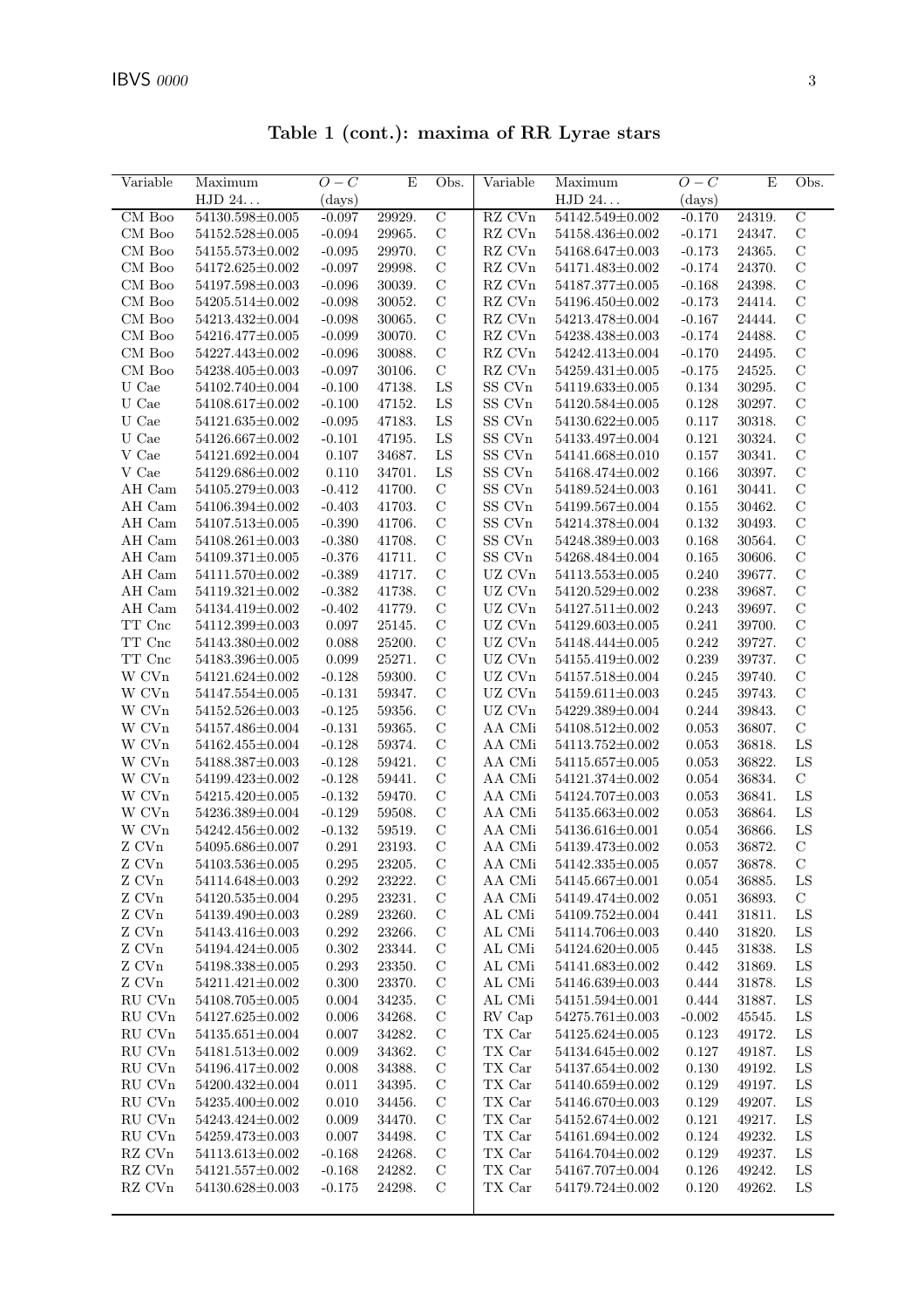**Table 1 (cont.): maxima of RR Lyrae stars**

| Variable | Maximum HJD 24... | $O-C$ (days) | E | Obs. | Variable | Maximum HJD 24... | $O-C$ (days) | E | Obs. |
|---|---|---|---|---|---|---|---|---|---|
| CM Boo | 54130.598±0.005 | -0.097 | 29929. | C | RZ CVn | 54142.549±0.002 | -0.170 | 24319. | C |
| CM Boo | 54152.528±0.005 | -0.094 | 29965. | C | RZ CVn | 54158.436±0.002 | -0.171 | 24347. | C |
| CM Boo | 54155.573±0.002 | -0.095 | 29970. | C | RZ CVn | 54168.647±0.003 | -0.173 | 24365. | C |
| CM Boo | 54172.625±0.002 | -0.097 | 29998. | C | RZ CVn | 54171.483±0.002 | -0.174 | 24370. | C |
| CM Boo | 54197.598±0.003 | -0.096 | 30039. | C | RZ CVn | 54187.377±0.005 | -0.168 | 24398. | C |
| CM Boo | 54205.514±0.002 | -0.098 | 30052. | C | RZ CVn | 54196.450±0.002 | -0.173 | 24414. | C |
| CM Boo | 54213.432±0.004 | -0.098 | 30065. | C | RZ CVn | 54213.478±0.004 | -0.167 | 24444. | C |
| CM Boo | 54216.477±0.005 | -0.099 | 30070. | C | RZ CVn | 54238.438±0.003 | -0.174 | 24488. | C |
| CM Boo | 54227.443±0.002 | -0.096 | 30088. | C | RZ CVn | 54242.413±0.004 | -0.170 | 24495. | C |
| CM Boo | 54238.405±0.003 | -0.097 | 30106. | C | RZ CVn | 54259.431±0.005 | -0.175 | 24525. | C |
| U Cae | 54102.740±0.004 | -0.100 | 47138. | LS | SS CVn | 54119.633±0.005 | 0.134 | 30295. | C |
| U Cae | 54108.617±0.002 | -0.100 | 47152. | LS | SS CVn | 54120.584±0.005 | 0.128 | 30297. | C |
| U Cae | 54121.635±0.002 | -0.095 | 47183. | LS | SS CVn | 54130.622±0.005 | 0.117 | 30318. | C |
| U Cae | 54126.667±0.002 | -0.101 | 47195. | LS | SS CVn | 54133.497±0.004 | 0.121 | 30324. | C |
| V Cae | 54121.692±0.004 | 0.107 | 34687. | LS | SS CVn | 54141.668±0.010 | 0.157 | 30341. | C |
| V Cae | 54129.686±0.002 | 0.110 | 34701. | LS | SS CVn | 54168.474±0.002 | 0.166 | 30397. | C |
| AH Cam | 54105.279±0.003 | -0.412 | 41700. | C | SS CVn | 54189.524±0.003 | 0.161 | 30441. | C |
| AH Cam | 54106.394±0.002 | -0.403 | 41703. | C | SS CVn | 54199.567±0.004 | 0.155 | 30462. | C |
| AH Cam | 54107.513±0.005 | -0.390 | 41706. | C | SS CVn | 54214.378±0.004 | 0.132 | 30493. | C |
| AH Cam | 54108.261±0.003 | -0.380 | 41708. | C | SS CVn | 54248.389±0.003 | 0.168 | 30564. | C |
| AH Cam | 54109.371±0.005 | -0.376 | 41711. | C | SS CVn | 54268.484±0.004 | 0.165 | 30606. | C |
| AH Cam | 54111.570±0.002 | -0.389 | 41717. | C | UZ CVn | 54113.553±0.005 | 0.240 | 39677. | C |
| AH Cam | 54119.321±0.002 | -0.382 | 41738. | C | UZ CVn | 54120.529±0.002 | 0.238 | 39687. | C |
| AH Cam | 54134.419±0.002 | -0.402 | 41779. | C | UZ CVn | 54127.511±0.002 | 0.243 | 39697. | C |
| TT Cnc | 54112.399±0.003 | 0.097 | 25145. | C | UZ CVn | 54129.603±0.005 | 0.241 | 39700. | C |
| TT Cnc | 54143.380±0.002 | 0.088 | 25200. | C | UZ CVn | 54148.444±0.005 | 0.242 | 39727. | C |
| TT Cnc | 54183.396±0.005 | 0.099 | 25271. | C | UZ CVn | 54155.419±0.002 | 0.239 | 39737. | C |
| W CVn | 54121.624±0.002 | -0.128 | 59300. | C | UZ CVn | 54157.518±0.004 | 0.245 | 39740. | C |
| W CVn | 54147.554±0.005 | -0.131 | 59347. | C | UZ CVn | 54159.611±0.003 | 0.245 | 39743. | C |
| W CVn | 54152.526±0.003 | -0.125 | 59356. | C | UZ CVn | 54229.389±0.004 | 0.244 | 39843. | C |
| W CVn | 54157.486±0.004 | -0.131 | 59365. | C | AA CMi | 54108.512±0.002 | 0.053 | 36807. | C |
| W CVn | 54162.455±0.004 | -0.128 | 59374. | C | AA CMi | 54113.752±0.002 | 0.053 | 36818. | LS |
| W CVn | 54188.387±0.003 | -0.128 | 59421. | C | AA CMi | 54115.657±0.005 | 0.053 | 36822. | LS |
| W CVn | 54199.423±0.002 | -0.128 | 59441. | C | AA CMi | 54121.374±0.002 | 0.054 | 36834. | C |
| W CVn | 54215.420±0.005 | -0.132 | 59470. | C | AA CMi | 54124.707±0.003 | 0.053 | 36841. | LS |
| W CVn | 54236.389±0.004 | -0.129 | 59508. | C | AA CMi | 54135.663±0.002 | 0.053 | 36864. | LS |
| W CVn | 54242.456±0.002 | -0.132 | 59519. | C | AA CMi | 54136.616±0.001 | 0.054 | 36866. | LS |
| Z CVn | 54095.686±0.007 | 0.291 | 23193. | C | AA CMi | 54139.473±0.002 | 0.053 | 36872. | C |
| Z CVn | 54103.536±0.005 | 0.295 | 23205. | C | AA CMi | 54142.335±0.005 | 0.057 | 36878. | C |
| Z CVn | 54114.648±0.003 | 0.292 | 23222. | C | AA CMi | 54145.667±0.001 | 0.054 | 36885. | LS |
| Z CVn | 54120.535±0.004 | 0.295 | 23231. | C | AA CMi | 54149.474±0.002 | 0.051 | 36893. | C |
| Z CVn | 54139.490±0.003 | 0.289 | 23260. | C | AL CMi | 54109.752±0.004 | 0.441 | 31811. | LS |
| Z CVn | 54143.416±0.003 | 0.292 | 23266. | C | AL CMi | 54114.706±0.003 | 0.440 | 31820. | LS |
| Z CVn | 54194.424±0.005 | 0.302 | 23344. | C | AL CMi | 54124.620±0.005 | 0.445 | 31838. | LS |
| Z CVn | 54198.338±0.005 | 0.293 | 23350. | C | AL CMi | 54141.683±0.002 | 0.442 | 31869. | LS |
| Z CVn | 54211.421±0.002 | 0.300 | 23370. | C | AL CMi | 54146.639±0.003 | 0.444 | 31878. | LS |
| RU CVn | 54108.705±0.005 | 0.004 | 34235. | C | AL CMi | 54151.594±0.001 | 0.444 | 31887. | LS |
| RU CVn | 54127.625±0.002 | 0.006 | 34268. | C | RV Cap | 54275.761±0.003 | -0.002 | 45545. | LS |
| RU CVn | 54135.651±0.004 | 0.007 | 34282. | C | TX Car | 54125.624±0.005 | 0.123 | 49172. | LS |
| RU CVn | 54181.513±0.002 | 0.009 | 34362. | C | TX Car | 54134.645±0.002 | 0.127 | 49187. | LS |
| RU CVn | 54196.417±0.002 | 0.008 | 34388. | C | TX Car | 54137.654±0.002 | 0.130 | 49192. | LS |
| RU CVn | 54200.432±0.004 | 0.011 | 34395. | C | TX Car | 54140.659±0.002 | 0.129 | 49197. | LS |
| RU CVn | 54235.400±0.002 | 0.010 | 34456. | C | TX Car | 54146.670±0.003 | 0.129 | 49207. | LS |
| RU CVn | 54243.424±0.002 | 0.009 | 34470. | C | TX Car | 54152.674±0.002 | 0.121 | 49217. | LS |
| RU CVn | 54259.473±0.003 | 0.007 | 34498. | C | TX Car | 54161.694±0.002 | 0.124 | 49232. | LS |
| RZ CVn | 54113.613±0.002 | -0.168 | 24268. | C | TX Car | 54164.704±0.002 | 0.129 | 49237. | LS |
| RZ CVn | 54121.557±0.002 | -0.168 | 24282. | C | TX Car | 54167.707±0.004 | 0.126 | 49242. | LS |
| RZ CVn | 54130.628±0.003 | -0.175 | 24298. | C | TX Car | 54179.724±0.002 | 0.120 | 49262. | LS |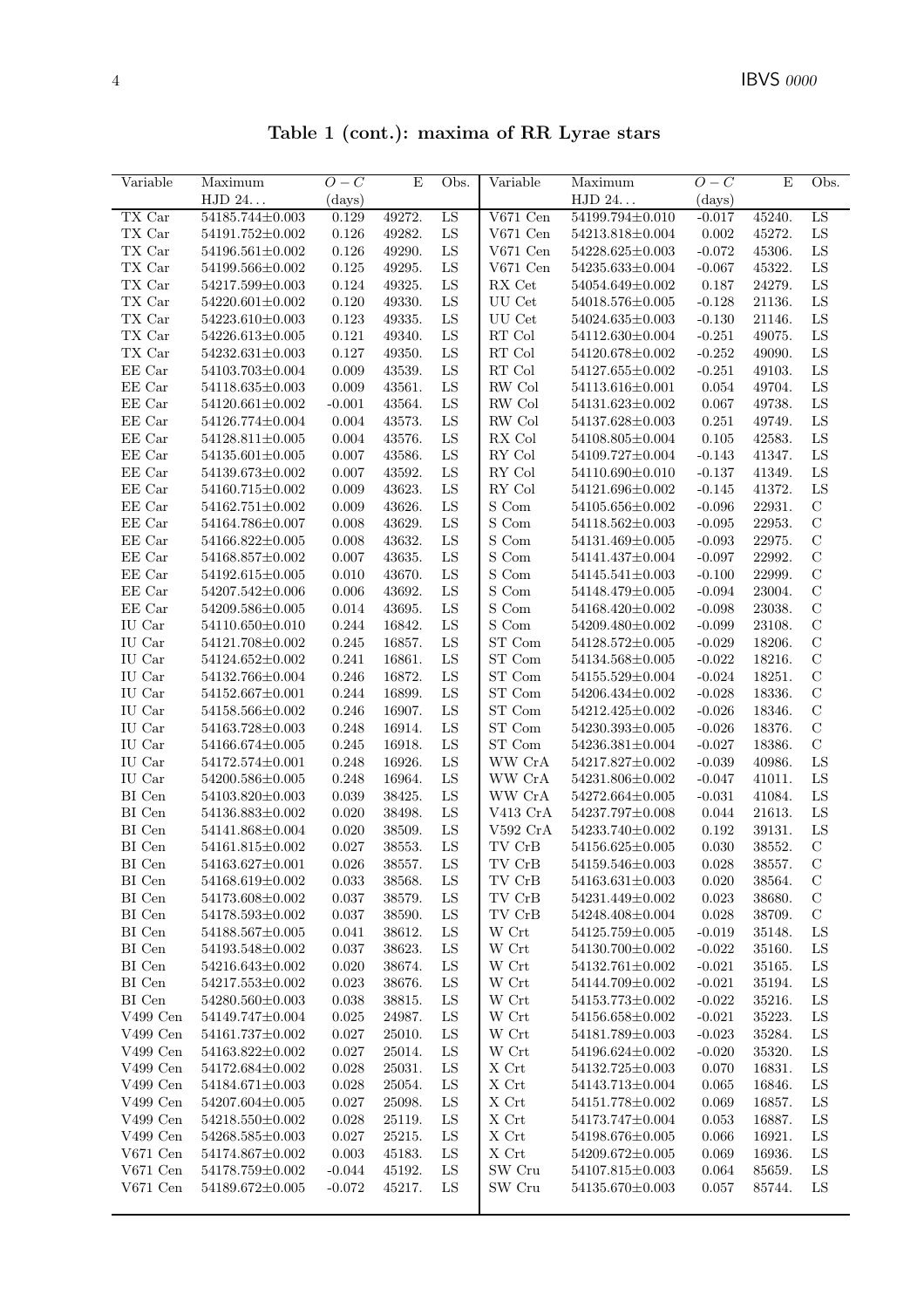**Table 1 (cont.): maxima of RR Lyrae stars**

| Variable | Maximum HJD 24... | $O-C$ (days) | E | Obs. | Variable | Maximum HJD 24... | $O-C$ (days) | E | Obs. |
|---|---|---|---|---|---|---|---|---|---|
| TX Car | 54185.744±0.003 | 0.129 | 49272. | LS | V671 Cen | 54199.794±0.010 | -0.017 | 45240. | LS |
| TX Car | 54191.752±0.002 | 0.126 | 49282. | LS | V671 Cen | 54213.818±0.004 | 0.002 | 45272. | LS |
| TX Car | 54196.561±0.002 | 0.126 | 49290. | LS | V671 Cen | 54228.625±0.003 | -0.072 | 45306. | LS |
| TX Car | 54199.566±0.002 | 0.125 | 49295. | LS | V671 Cen | 54235.633±0.004 | -0.067 | 45322. | LS |
| TX Car | 54217.599±0.003 | 0.124 | 49325. | LS | RX Cet | 54054.649±0.002 | 0.187 | 24279. | LS |
| TX Car | 54220.601±0.002 | 0.120 | 49330. | LS | UU Cet | 54018.576±0.005 | -0.128 | 21136. | LS |
| TX Car | 54223.610±0.003 | 0.123 | 49335. | LS | UU Cet | 54024.635±0.003 | -0.130 | 21146. | LS |
| TX Car | 54226.613±0.005 | 0.121 | 49340. | LS | RT Col | 54112.630±0.004 | -0.251 | 49075. | LS |
| TX Car | 54232.631±0.003 | 0.127 | 49350. | LS | RT Col | 54120.678±0.002 | -0.252 | 49090. | LS |
| EE Car | 54103.703±0.004 | 0.009 | 43539. | LS | RT Col | 54127.655±0.002 | -0.251 | 49103. | LS |
| EE Car | 54118.635±0.003 | 0.009 | 43561. | LS | RW Col | 54113.616±0.001 | 0.054 | 49704. | LS |
| EE Car | 54120.661±0.002 | -0.001 | 43564. | LS | RW Col | 54131.623±0.002 | 0.067 | 49738. | LS |
| EE Car | 54126.774±0.004 | 0.004 | 43573. | LS | RW Col | 54137.628±0.003 | 0.251 | 49749. | LS |
| EE Car | 54128.811±0.005 | 0.004 | 43576. | LS | RX Col | 54108.805±0.004 | 0.105 | 42583. | LS |
| EE Car | 54135.601±0.005 | 0.007 | 43586. | LS | RY Col | 54109.727±0.004 | -0.143 | 41347. | LS |
| EE Car | 54139.673±0.002 | 0.007 | 43592. | LS | RY Col | 54110.690±0.010 | -0.137 | 41349. | LS |
| EE Car | 54160.715±0.002 | 0.009 | 43623. | LS | RY Col | 54121.696±0.002 | -0.145 | 41372. | LS |
| EE Car | 54162.751±0.002 | 0.009 | 43626. | LS | S Com | 54105.656±0.002 | -0.096 | 22931. | C |
| EE Car | 54164.786±0.007 | 0.008 | 43629. | LS | S Com | 54118.562±0.003 | -0.095 | 22953. | C |
| EE Car | 54166.822±0.005 | 0.008 | 43632. | LS | S Com | 54131.469±0.005 | -0.093 | 22975. | C |
| EE Car | 54168.857±0.002 | 0.007 | 43635. | LS | S Com | 54141.437±0.004 | -0.097 | 22992. | C |
| EE Car | 54192.615±0.005 | 0.010 | 43670. | LS | S Com | 54145.541±0.003 | -0.100 | 22999. | C |
| EE Car | 54207.542±0.006 | 0.006 | 43692. | LS | S Com | 54148.479±0.005 | -0.094 | 23004. | C |
| EE Car | 54209.586±0.005 | 0.014 | 43695. | LS | S Com | 54168.420±0.002 | -0.098 | 23038. | C |
| IU Car | 54110.650±0.010 | 0.244 | 16842. | LS | S Com | 54209.480±0.002 | -0.099 | 23108. | C |
| IU Car | 54121.708±0.002 | 0.245 | 16857. | LS | ST Com | 54128.572±0.005 | -0.029 | 18206. | C |
| IU Car | 54124.652±0.002 | 0.241 | 16861. | LS | ST Com | 54134.568±0.005 | -0.022 | 18216. | C |
| IU Car | 54132.766±0.004 | 0.246 | 16872. | LS | ST Com | 54155.529±0.004 | -0.024 | 18251. | C |
| IU Car | 54152.667±0.001 | 0.244 | 16899. | LS | ST Com | 54206.434±0.002 | -0.028 | 18336. | C |
| IU Car | 54158.566±0.002 | 0.246 | 16907. | LS | ST Com | 54212.425±0.002 | -0.026 | 18346. | C |
| IU Car | 54163.728±0.003 | 0.248 | 16914. | LS | ST Com | 54230.393±0.005 | -0.026 | 18376. | C |
| IU Car | 54166.674±0.005 | 0.245 | 16918. | LS | ST Com | 54236.381±0.004 | -0.027 | 18386. | C |
| IU Car | 54172.574±0.001 | 0.248 | 16926. | LS | WW CrA | 54217.827±0.002 | -0.039 | 40986. | LS |
| IU Car | 54200.586±0.005 | 0.248 | 16964. | LS | WW CrA | 54231.806±0.002 | -0.047 | 41011. | LS |
| BI Cen | 54103.820±0.003 | 0.039 | 38425. | LS | WW CrA | 54272.664±0.005 | -0.031 | 41084. | LS |
| BI Cen | 54136.883±0.002 | 0.020 | 38498. | LS | V413 CrA | 54237.797±0.008 | 0.044 | 21613. | LS |
| BI Cen | 54141.868±0.004 | 0.020 | 38509. | LS | V592 CrA | 54233.740±0.002 | 0.192 | 39131. | LS |
| BI Cen | 54161.815±0.002 | 0.027 | 38553. | LS | TV CrB | 54156.625±0.005 | 0.030 | 38552. | C |
| BI Cen | 54163.627±0.001 | 0.026 | 38557. | LS | TV CrB | 54159.546±0.003 | 0.028 | 38557. | C |
| BI Cen | 54168.619±0.002 | 0.033 | 38568. | LS | TV CrB | 54163.631±0.003 | 0.020 | 38564. | C |
| BI Cen | 54173.608±0.002 | 0.037 | 38579. | LS | TV CrB | 54231.449±0.002 | 0.023 | 38680. | C |
| BI Cen | 54178.593±0.002 | 0.037 | 38590. | LS | TV CrB | 54248.408±0.004 | 0.028 | 38709. | C |
| BI Cen | 54188.567±0.005 | 0.041 | 38612. | LS | W Crt | 54125.759±0.005 | -0.019 | 35148. | LS |
| BI Cen | 54193.548±0.002 | 0.037 | 38623. | LS | W Crt | 54130.700±0.002 | -0.022 | 35160. | LS |
| BI Cen | 54216.643±0.002 | 0.020 | 38674. | LS | W Crt | 54132.761±0.002 | -0.021 | 35165. | LS |
| BI Cen | 54217.553±0.002 | 0.023 | 38676. | LS | W Crt | 54144.709±0.002 | -0.021 | 35194. | LS |
| BI Cen | 54280.560±0.003 | 0.038 | 38815. | LS | W Crt | 54153.773±0.002 | -0.022 | 35216. | LS |
| V499 Cen | 54149.747±0.004 | 0.025 | 24987. | LS | W Crt | 54156.658±0.002 | -0.021 | 35223. | LS |
| V499 Cen | 54161.737±0.002 | 0.027 | 25010. | LS | W Crt | 54181.789±0.003 | -0.023 | 35284. | LS |
| V499 Cen | 54163.822±0.002 | 0.027 | 25014. | LS | W Crt | 54196.624±0.002 | -0.020 | 35320. | LS |
| V499 Cen | 54172.684±0.002 | 0.028 | 25031. | LS | X Crt | 54132.725±0.003 | 0.070 | 16831. | LS |
| V499 Cen | 54184.671±0.003 | 0.028 | 25054. | LS | X Crt | 54143.713±0.004 | 0.065 | 16846. | LS |
| V499 Cen | 54207.604±0.005 | 0.027 | 25098. | LS | X Crt | 54151.778±0.002 | 0.069 | 16857. | LS |
| V499 Cen | 54218.550±0.002 | 0.028 | 25119. | LS | X Crt | 54173.747±0.004 | 0.053 | 16887. | LS |
| V499 Cen | 54268.585±0.003 | 0.027 | 25215. | LS | X Crt | 54198.676±0.005 | 0.066 | 16921. | LS |
| V671 Cen | 54174.867±0.002 | 0.003 | 45183. | LS | X Crt | 54209.672±0.005 | 0.069 | 16936. | LS |
| V671 Cen | 54178.759±0.002 | -0.044 | 45192. | LS | SW Cru | 54107.815±0.003 | 0.064 | 85659. | LS |
| V671 Cen | 54189.672±0.005 | -0.072 | 45217. | LS | SW Cru | 54135.670±0.003 | 0.057 | 85744. | LS |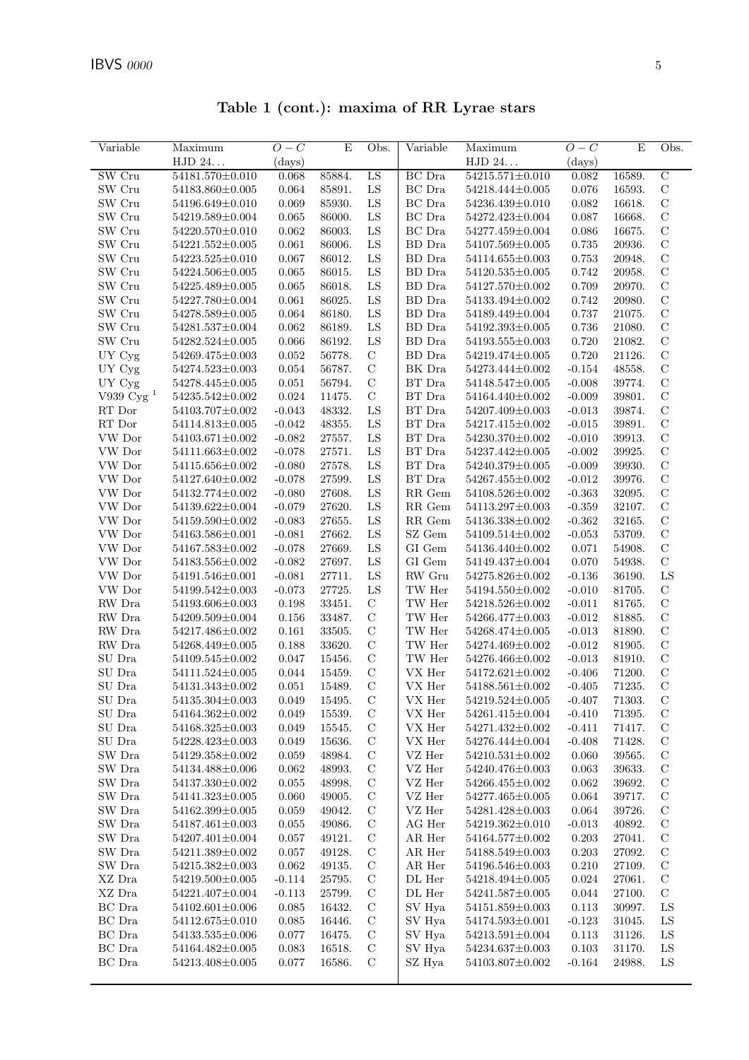**Table 1 (cont.): maxima of RR Lyrae stars**

| Variable | Maximum HJD 24... | $O-C$ (days) | E | Obs. | Variable | Maximum HJD 24... | $O-C$ (days) | E | Obs. |
|---|---|---|---|---|---|---|---|---|---|
| SW Cru | 54181.570±0.010 | 0.068 | 85884. | LS | BC Dra | 54215.571±0.010 | 0.082 | 16589. | C |
| SW Cru | 54183.860±0.005 | 0.064 | 85891. | LS | BC Dra | 54218.444±0.005 | 0.076 | 16593. | C |
| SW Cru | 54196.649±0.010 | 0.069 | 85930. | LS | BC Dra | 54236.439±0.010 | 0.082 | 16618. | C |
| SW Cru | 54219.589±0.004 | 0.065 | 86000. | LS | BC Dra | 54272.423±0.004 | 0.087 | 16668. | C |
| SW Cru | 54220.570±0.010 | 0.062 | 86003. | LS | BC Dra | 54277.459±0.004 | 0.086 | 16675. | C |
| SW Cru | 54221.552±0.005 | 0.061 | 86006. | LS | BD Dra | 54107.569±0.005 | 0.735 | 20936. | C |
| SW Cru | 54223.525±0.010 | 0.067 | 86012. | LS | BD Dra | 54114.655±0.003 | 0.753 | 20948. | C |
| SW Cru | 54224.506±0.005 | 0.065 | 86015. | LS | BD Dra | 54120.535±0.005 | 0.742 | 20958. | C |
| SW Cru | 54225.489±0.005 | 0.065 | 86018. | LS | BD Dra | 54127.570±0.002 | 0.709 | 20970. | C |
| SW Cru | 54227.780±0.004 | 0.061 | 86025. | LS | BD Dra | 54133.494±0.002 | 0.742 | 20980. | C |
| SW Cru | 54278.589±0.005 | 0.064 | 86180. | LS | BD Dra | 54189.449±0.004 | 0.737 | 21075. | C |
| SW Cru | 54281.537±0.004 | 0.062 | 86189. | LS | BD Dra | 54192.393±0.005 | 0.736 | 21080. | C |
| SW Cru | 54282.524±0.005 | 0.066 | 86192. | LS | BD Dra | 54193.555±0.003 | 0.720 | 21082. | C |
| UY Cyg | 54269.475±0.003 | 0.052 | 56778. | C | BD Dra | 54219.474±0.005 | 0.720 | 21126. | C |
| UY Cyg | 54274.523±0.003 | 0.054 | 56787. | C | BK Dra | 54273.444±0.002 | -0.154 | 48558. | C |
| UY Cyg | 54278.445±0.005 | 0.051 | 56794. | C | BT Dra | 54148.547±0.005 | -0.008 | 39774. | C |
| V939 Cyg [1] | 54235.542±0.002 | 0.024 | 11475. | C | BT Dra | 54164.440±0.002 | -0.009 | 39801. | C |
| RT Dor | 54103.707±0.002 | -0.043 | 48332. | LS | BT Dra | 54207.409±0.003 | -0.013 | 39874. | C |
| RT Dor | 54114.813±0.005 | -0.042 | 48355. | LS | BT Dra | 54217.415±0.002 | -0.015 | 39891. | C |
| VW Dor | 54103.671±0.002 | -0.082 | 27557. | LS | BT Dra | 54230.370±0.002 | -0.010 | 39913. | C |
| VW Dor | 54111.663±0.002 | -0.078 | 27571. | LS | BT Dra | 54237.442±0.005 | -0.002 | 39925. | C |
| VW Dor | 54115.656±0.002 | -0.080 | 27578. | LS | BT Dra | 54240.379±0.005 | -0.009 | 39930. | C |
| VW Dor | 54127.640±0.002 | -0.078 | 27599. | LS | BT Dra | 54267.455±0.002 | -0.012 | 39976. | C |
| VW Dor | 54132.774±0.002 | -0.080 | 27608. | LS | RR Gem | 54108.526±0.002 | -0.363 | 32095. | C |
| VW Dor | 54139.622±0.004 | -0.079 | 27620. | LS | RR Gem | 54113.297±0.003 | -0.359 | 32107. | C |
| VW Dor | 54159.590±0.002 | -0.083 | 27655. | LS | RR Gem | 54136.338±0.002 | -0.362 | 32165. | C |
| VW Dor | 54163.586±0.001 | -0.081 | 27662. | LS | SZ Gem | 54109.514±0.002 | -0.053 | 53709. | C |
| VW Dor | 54167.583±0.002 | -0.078 | 27669. | LS | GI Gem | 54136.440±0.002 | 0.071 | 54908. | C |
| VW Dor | 54183.556±0.002 | -0.082 | 27697. | LS | GI Gem | 54149.437±0.004 | 0.070 | 54938. | C |
| VW Dor | 54191.546±0.001 | -0.081 | 27711. | LS | RW Gru | 54275.826±0.002 | -0.136 | 36190. | LS |
| VW Dor | 54199.542±0.003 | -0.073 | 27725. | LS | TW Her | 54194.550±0.002 | -0.010 | 81705. | C |
| RW Dra | 54193.606±0.003 | 0.198 | 33451. | C | TW Her | 54218.526±0.002 | -0.011 | 81765. | C |
| RW Dra | 54209.509±0.004 | 0.156 | 33487. | C | TW Her | 54266.477±0.003 | -0.012 | 81885. | C |
| RW Dra | 54217.486±0.002 | 0.161 | 33505. | C | TW Her | 54268.474±0.005 | -0.013 | 81890. | C |
| RW Dra | 54268.449±0.005 | 0.188 | 33620. | C | TW Her | 54274.469±0.002 | -0.012 | 81905. | C |
| SU Dra | 54109.545±0.002 | 0.047 | 15456. | C | TW Her | 54276.466±0.002 | -0.013 | 81910. | C |
| SU Dra | 54111.524±0.005 | 0.044 | 15459. | C | VX Her | 54172.621±0.002 | -0.406 | 71200. | C |
| SU Dra | 54131.343±0.002 | 0.051 | 15489. | C | VX Her | 54188.561±0.002 | -0.405 | 71235. | C |
| SU Dra | 54135.304±0.003 | 0.049 | 15495. | C | VX Her | 54219.524±0.005 | -0.407 | 71303. | C |
| SU Dra | 54164.362±0.002 | 0.049 | 15539. | C | VX Her | 54261.415±0.004 | -0.410 | 71395. | C |
| SU Dra | 54168.325±0.003 | 0.049 | 15545. | C | VX Her | 54271.432±0.002 | -0.411 | 71417. | C |
| SU Dra | 54228.423±0.003 | 0.049 | 15636. | C | VX Her | 54276.444±0.004 | -0.408 | 71428. | C |
| SW Dra | 54129.358±0.002 | 0.059 | 48984. | C | VZ Her | 54210.531±0.002 | 0.060 | 39565. | C |
| SW Dra | 54134.488±0.006 | 0.062 | 48993. | C | VZ Her | 54240.476±0.003 | 0.063 | 39633. | C |
| SW Dra | 54137.330±0.002 | 0.055 | 48998. | C | VZ Her | 54266.455±0.002 | 0.062 | 39692. | C |
| SW Dra | 54141.323±0.005 | 0.060 | 49005. | C | VZ Her | 54277.465±0.005 | 0.064 | 39717. | C |
| SW Dra | 54162.399±0.005 | 0.059 | 49042. | C | VZ Her | 54281.428±0.003 | 0.064 | 39726. | C |
| SW Dra | 54187.461±0.003 | 0.055 | 49086. | C | AG Her | 54219.362±0.010 | -0.013 | 40892. | C |
| SW Dra | 54207.401±0.004 | 0.057 | 49121. | C | AR Her | 54164.577±0.002 | 0.203 | 27041. | C |
| SW Dra | 54211.389±0.002 | 0.057 | 49128. | C | AR Her | 54188.549±0.003 | 0.203 | 27092. | C |
| SW Dra | 54215.382±0.003 | 0.062 | 49135. | C | AR Her | 54196.546±0.003 | 0.210 | 27109. | C |
| XZ Dra | 54219.500±0.005 | -0.114 | 25795. | C | DL Her | 54218.494±0.005 | 0.024 | 27061. | C |
| XZ Dra | 54221.407±0.004 | -0.113 | 25799. | C | DL Her | 54241.587±0.005 | 0.044 | 27100. | C |
| BC Dra | 54102.601±0.006 | 0.085 | 16432. | C | SV Hya | 54151.859±0.003 | 0.113 | 30997. | LS |
| BC Dra | 54112.675±0.010 | 0.085 | 16446. | C | SV Hya | 54174.593±0.001 | -0.123 | 31045. | LS |
| BC Dra | 54133.535±0.006 | 0.077 | 16475. | C | SV Hya | 54213.591±0.004 | 0.113 | 31126. | LS |
| BC Dra | 54164.482±0.005 | 0.083 | 16518. | C | SV Hya | 54234.637±0.003 | 0.103 | 31170. | LS |
| BC Dra | 54213.408±0.005 | 0.077 | 16586. | C | SZ Hya | 54103.807±0.002 | -0.164 | 24988. | LS |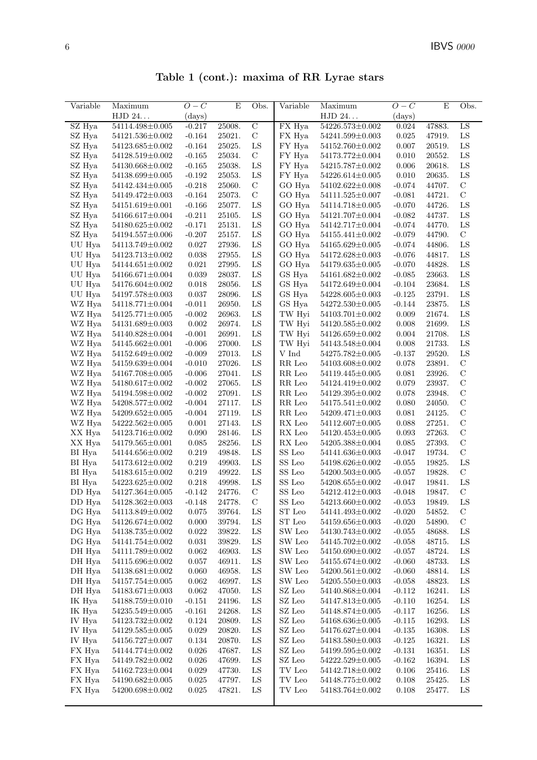**Table 1 (cont.): maxima of RR Lyrae stars**

| Variable | Maximum HJD 24... | $O-C$ (days) | E | Obs. | Variable | Maximum HJD 24... | $O-C$ (days) | E | Obs. |
|---|---|---|---|---|---|---|---|---|---|
| SZ Hya | 54114.498±0.005 | -0.217 | 25008. | C | FX Hya | 54226.573±0.002 | 0.024 | 47883. | LS |
| SZ Hya | 54121.536±0.002 | -0.164 | 25021. | C | FX Hya | 54241.599±0.003 | 0.025 | 47919. | LS |
| SZ Hya | 54123.685±0.002 | -0.164 | 25025. | LS | FY Hya | 54152.760±0.002 | 0.007 | 20519. | LS |
| SZ Hya | 54128.519±0.002 | -0.165 | 25034. | C | FY Hya | 54173.772±0.004 | 0.010 | 20552. | LS |
| SZ Hya | 54130.668±0.002 | -0.165 | 25038. | LS | FY Hya | 54215.787±0.002 | 0.006 | 20618. | LS |
| SZ Hya | 54138.699±0.005 | -0.192 | 25053. | LS | FY Hya | 54226.614±0.005 | 0.010 | 20635. | LS |
| SZ Hya | 54142.434±0.005 | -0.218 | 25060. | C | GO Hya | 54102.622±0.008 | -0.074 | 44707. | C |
| SZ Hya | 54149.472±0.003 | -0.164 | 25073. | C | GO Hya | 54111.525±0.007 | -0.081 | 44721. | C |
| SZ Hya | 54151.619±0.001 | -0.166 | 25077. | LS | GO Hya | 54114.718±0.005 | -0.070 | 44726. | LS |
| SZ Hya | 54166.617±0.004 | -0.211 | 25105. | LS | GO Hya | 54121.707±0.004 | -0.082 | 44737. | LS |
| SZ Hya | 54180.625±0.002 | -0.171 | 25131. | LS | GO Hya | 54142.717±0.004 | -0.074 | 44770. | LS |
| SZ Hya | 54194.557±0.006 | -0.207 | 25157. | LS | GO Hya | 54155.441±0.002 | -0.079 | 44790. | C |
| UU Hya | 54113.749±0.002 | 0.027 | 27936. | LS | GO Hya | 54165.629±0.005 | -0.074 | 44806. | LS |
| UU Hya | 54123.713±0.002 | 0.038 | 27955. | LS | GO Hya | 54172.628±0.003 | -0.076 | 44817. | LS |
| UU Hya | 54144.651±0.002 | 0.021 | 27995. | LS | GO Hya | 54179.635±0.005 | -0.070 | 44828. | LS |
| UU Hya | 54166.671±0.004 | 0.039 | 28037. | LS | GS Hya | 54161.682±0.002 | -0.085 | 23663. | LS |
| UU Hya | 54176.604±0.002 | 0.018 | 28056. | LS | GS Hya | 54172.649±0.004 | -0.104 | 23684. | LS |
| UU Hya | 54197.578±0.003 | 0.037 | 28096. | LS | GS Hya | 54228.605±0.003 | -0.125 | 23791. | LS |
| WZ Hya | 54118.771±0.004 | -0.011 | 26950. | LS | GS Hya | 54272.530±0.005 | -0.144 | 23875. | LS |
| WZ Hya | 54125.771±0.005 | -0.002 | 26963. | LS | TW Hyi | 54103.701±0.002 | 0.009 | 21674. | LS |
| WZ Hya | 54131.689±0.003 | 0.002 | 26974. | LS | TW Hyi | 54120.585±0.002 | 0.008 | 21699. | LS |
| WZ Hya | 54140.828±0.004 | -0.001 | 26991. | LS | TW Hyi | 54126.659±0.002 | 0.004 | 21708. | LS |
| WZ Hya | 54145.662±0.001 | -0.006 | 27000. | LS | TW Hyi | 54143.548±0.004 | 0.008 | 21733. | LS |
| WZ Hya | 54152.649±0.002 | -0.009 | 27013. | LS | V Ind | 54275.782±0.005 | -0.137 | 29520. | LS |
| WZ Hya | 54159.639±0.004 | -0.010 | 27026. | LS | RR Leo | 54103.608±0.002 | 0.078 | 23891. | C |
| WZ Hya | 54167.708±0.005 | -0.006 | 27041. | LS | RR Leo | 54119.445±0.005 | 0.081 | 23926. | C |
| WZ Hya | 54180.617±0.002 | -0.002 | 27065. | LS | RR Leo | 54124.419±0.002 | 0.079 | 23937. | C |
| WZ Hya | 54194.598±0.002 | -0.002 | 27091. | LS | RR Leo | 54129.395±0.002 | 0.078 | 23948. | C |
| WZ Hya | 54208.577±0.002 | -0.004 | 27117. | LS | RR Leo | 54175.541±0.002 | 0.080 | 24050. | C |
| WZ Hya | 54209.652±0.005 | -0.004 | 27119. | LS | RR Leo | 54209.471±0.003 | 0.081 | 24125. | C |
| WZ Hya | 54222.562±0.005 | 0.001 | 27143. | LS | RX Leo | 54112.607±0.005 | 0.088 | 27251. | C |
| XX Hya | 54123.716±0.002 | 0.090 | 28146. | LS | RX Leo | 54120.453±0.005 | 0.093 | 27263. | C |
| XX Hya | 54179.565±0.001 | 0.085 | 28256. | LS | RX Leo | 54205.388±0.004 | 0.085 | 27393. | C |
| BI Hya | 54144.656±0.002 | 0.219 | 49848. | LS | SS Leo | 54141.636±0.003 | -0.047 | 19734. | C |
| BI Hya | 54173.612±0.002 | 0.219 | 49903. | LS | SS Leo | 54198.626±0.002 | -0.055 | 19825. | LS |
| BI Hya | 54183.615±0.002 | 0.219 | 49922. | LS | SS Leo | 54200.503±0.005 | -0.057 | 19828. | C |
| BI Hya | 54223.625±0.002 | 0.218 | 49998. | LS | SS Leo | 54208.655±0.002 | -0.047 | 19841. | LS |
| DD Hya | 54127.364±0.005 | -0.142 | 24776. | C | SS Leo | 54212.412±0.003 | -0.048 | 19847. | C |
| DD Hya | 54128.362±0.003 | -0.148 | 24778. | C | SS Leo | 54213.660±0.002 | -0.053 | 19849. | LS |
| DG Hya | 54113.849±0.002 | 0.075 | 39764. | LS | ST Leo | 54141.493±0.002 | -0.020 | 54852. | C |
| DG Hya | 54126.674±0.002 | 0.000 | 39794. | LS | ST Leo | 54159.656±0.003 | -0.020 | 54890. | C |
| DG Hya | 54138.735±0.002 | 0.022 | 39822. | LS | SW Leo | 54130.743±0.002 | -0.055 | 48688. | LS |
| DG Hya | 54141.754±0.002 | 0.031 | 39829. | LS | SW Leo | 54145.702±0.002 | -0.058 | 48715. | LS |
| DH Hya | 54111.789±0.002 | 0.062 | 46903. | LS | SW Leo | 54150.690±0.002 | -0.057 | 48724. | LS |
| DH Hya | 54115.696±0.002 | 0.057 | 46911. | LS | SW Leo | 54155.674±0.002 | -0.060 | 48733. | LS |
| DH Hya | 54138.681±0.002 | 0.060 | 46958. | LS | SW Leo | 54200.561±0.002 | -0.060 | 48814. | LS |
| DH Hya | 54157.754±0.005 | 0.062 | 46997. | LS | SW Leo | 54205.550±0.003 | -0.058 | 48823. | LS |
| DH Hya | 54183.671±0.003 | 0.062 | 47050. | LS | SZ Leo | 54140.868±0.004 | -0.112 | 16241. | LS |
| IK Hya | 54188.759±0.010 | -0.151 | 24196. | LS | SZ Leo | 54147.813±0.005 | -0.110 | 16254. | LS |
| IK Hya | 54235.549±0.005 | -0.161 | 24268. | LS | SZ Leo | 54148.874±0.005 | -0.117 | 16256. | LS |
| IV Hya | 54123.732±0.002 | 0.124 | 20809. | LS | SZ Leo | 54168.636±0.005 | -0.115 | 16293. | LS |
| IV Hya | 54129.585±0.005 | 0.029 | 20820. | LS | SZ Leo | 54176.627±0.004 | -0.135 | 16308. | LS |
| IV Hya | 54156.727±0.007 | 0.134 | 20870. | LS | SZ Leo | 54183.580±0.003 | -0.125 | 16321. | LS |
| FX Hya | 54144.774±0.002 | 0.026 | 47687. | LS | SZ Leo | 54199.595±0.002 | -0.131 | 16351. | LS |
| FX Hya | 54149.782±0.002 | 0.026 | 47699. | LS | SZ Leo | 54222.529±0.005 | -0.162 | 16394. | LS |
| FX Hya | 54162.723±0.004 | 0.029 | 47730. | LS | TV Leo | 54142.718±0.002 | 0.106 | 25416. | LS |
| FX Hya | 54190.682±0.005 | 0.025 | 47797. | LS | TV Leo | 54148.775±0.002 | 0.108 | 25425. | LS |
| FX Hya | 54200.698±0.002 | 0.025 | 47821. | LS | TV Leo | 54183.764±0.002 | 0.108 | 25477. | LS |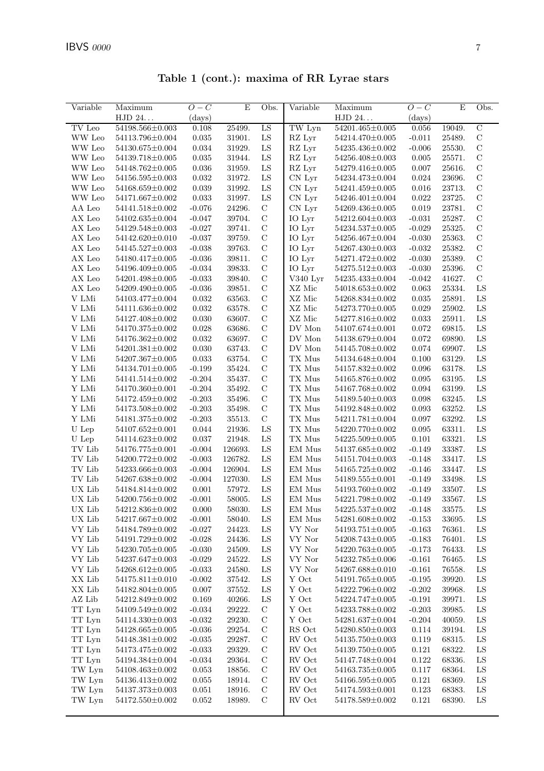**Table 1 (cont.): maxima of RR Lyrae stars**

| Variable | Maximum HJD 24... | $O-C$ (days) | E | Obs. | Variable | Maximum HJD 24... | $O-C$ (days) | E | Obs. |
|---|---|---|---|---|---|---|---|---|---|
| TV Leo | 54198.566±0.003 | 0.108 | 25499. | LS | TW Lyn | 54201.465±0.005 | 0.056 | 19049. | C |
| WW Leo | 54113.796±0.004 | 0.035 | 31901. | LS | RZ Lyr | 54214.470±0.005 | -0.011 | 25489. | C |
| WW Leo | 54130.675±0.004 | 0.034 | 31929. | LS | RZ Lyr | 54235.436±0.002 | -0.006 | 25530. | C |
| WW Leo | 54139.718±0.005 | 0.035 | 31944. | LS | RZ Lyr | 54256.408±0.003 | 0.005 | 25571. | C |
| WW Leo | 54148.762±0.005 | 0.036 | 31959. | LS | RZ Lyr | 54279.416±0.005 | 0.007 | 25616. | C |
| WW Leo | 54156.595±0.003 | 0.032 | 31972. | LS | CN Lyr | 54234.473±0.004 | 0.024 | 23696. | C |
| WW Leo | 54168.659±0.002 | 0.039 | 31992. | LS | CN Lyr | 54241.459±0.005 | 0.016 | 23713. | C |
| WW Leo | 54171.667±0.002 | 0.033 | 31997. | LS | CN Lyr | 54246.401±0.004 | 0.022 | 23725. | C |
| AA Leo | 54141.518±0.002 | -0.076 | 24296. | C | CN Lyr | 54269.436±0.005 | 0.019 | 23781. | C |
| AX Leo | 54102.635±0.004 | -0.047 | 39704. | C | IO Lyr | 54212.604±0.003 | -0.031 | 25287. | C |
| AX Leo | 54129.548±0.005 | -0.027 | 39741. | C | IO Lyr | 54234.537±0.005 | -0.029 | 25325. | C |
| AX Leo | 54142.620±0.010 | -0.037 | 39759. | C | IO Lyr | 54256.467±0.004 | -0.030 | 25363. | C |
| AX Leo | 54145.527±0.003 | -0.038 | 39763. | C | IO Lyr | 54267.430±0.003 | -0.032 | 25382. | C |
| AX Leo | 54180.417±0.005 | -0.036 | 39811. | C | IO Lyr | 54271.472±0.002 | -0.030 | 25389. | C |
| AX Leo | 54196.409±0.005 | -0.034 | 39833. | C | IO Lyr | 54275.512±0.003 | -0.030 | 25396. | C |
| AX Leo | 54201.498±0.005 | -0.033 | 39840. | C | V340 Lyr | 54235.433±0.004 | -0.042 | 41627. | C |
| AX Leo | 54209.490±0.005 | -0.036 | 39851. | C | XZ Mic | 54018.653±0.002 | 0.063 | 25334. | LS |
| V LMi | 54103.477±0.004 | 0.032 | 63563. | C | XZ Mic | 54268.834±0.002 | 0.035 | 25891. | LS |
| V LMi | 54111.636±0.002 | 0.032 | 63578. | C | XZ Mic | 54273.770±0.005 | 0.029 | 25902. | LS |
| V LMi | 54127.408±0.002 | 0.030 | 63607. | C | XZ Mic | 54277.816±0.002 | 0.033 | 25911. | LS |
| V LMi | 54170.375±0.002 | 0.028 | 63686. | C | DV Mon | 54107.674±0.001 | 0.072 | 69815. | LS |
| V LMi | 54176.362±0.002 | 0.032 | 63697. | C | DV Mon | 54138.679±0.004 | 0.072 | 69890. | LS |
| V LMi | 54201.381±0.002 | 0.030 | 63743. | C | DV Mon | 54145.708±0.002 | 0.074 | 69907. | LS |
| V LMi | 54207.367±0.005 | 0.033 | 63754. | C | TX Mus | 54134.648±0.004 | 0.100 | 63129. | LS |
| Y LMi | 54134.701±0.005 | -0.199 | 35424. | C | TX Mus | 54157.832±0.002 | 0.096 | 63178. | LS |
| Y LMi | 54141.514±0.002 | -0.204 | 35437. | C | TX Mus | 54165.876±0.002 | 0.095 | 63195. | LS |
| Y LMi | 54170.360±0.001 | -0.204 | 35492. | C | TX Mus | 54167.768±0.002 | 0.094 | 63199. | LS |
| Y LMi | 54172.459±0.002 | -0.203 | 35496. | C | TX Mus | 54189.540±0.003 | 0.098 | 63245. | LS |
| Y LMi | 54173.508±0.002 | -0.203 | 35498. | C | TX Mus | 54192.848±0.002 | 0.093 | 63252. | LS |
| Y LMi | 54181.375±0.002 | -0.203 | 35513. | C | TX Mus | 54211.781±0.004 | 0.097 | 63292. | LS |
| U Lep | 54107.652±0.001 | 0.044 | 21936. | LS | TX Mus | 54220.770±0.002 | 0.095 | 63311. | LS |
| U Lep | 54114.623±0.002 | 0.037 | 21948. | LS | TX Mus | 54225.509±0.005 | 0.101 | 63321. | LS |
| TV Lib | 54176.775±0.001 | -0.004 | 126693. | LS | EM Mus | 54137.685±0.002 | -0.149 | 33387. | LS |
| TV Lib | 54200.772±0.002 | -0.003 | 126782. | LS | EM Mus | 54151.704±0.003 | -0.148 | 33417. | LS |
| TV Lib | 54233.666±0.003 | -0.004 | 126904. | LS | EM Mus | 54165.725±0.002 | -0.146 | 33447. | LS |
| TV Lib | 54267.638±0.002 | -0.004 | 127030. | LS | EM Mus | 54189.555±0.001 | -0.149 | 33498. | LS |
| UX Lib | 54184.814±0.002 | 0.001 | 57972. | LS | EM Mus | 54193.760±0.002 | -0.149 | 33507. | LS |
| UX Lib | 54200.756±0.002 | -0.001 | 58005. | LS | EM Mus | 54221.798±0.002 | -0.149 | 33567. | LS |
| UX Lib | 54212.836±0.002 | 0.000 | 58030. | LS | EM Mus | 54225.537±0.002 | -0.148 | 33575. | LS |
| UX Lib | 54217.667±0.002 | -0.001 | 58040. | LS | EM Mus | 54281.608±0.002 | -0.153 | 33695. | LS |
| VY Lib | 54184.789±0.002 | -0.027 | 24423. | LS | VY Nor | 54193.751±0.005 | -0.163 | 76361. | LS |
| VY Lib | 54191.729±0.002 | -0.028 | 24436. | LS | VY Nor | 54208.743±0.005 | -0.183 | 76401. | LS |
| VY Lib | 54230.705±0.005 | -0.030 | 24509. | LS | VY Nor | 54220.763±0.005 | -0.173 | 76433. | LS |
| VY Lib | 54237.647±0.003 | -0.029 | 24522. | LS | VY Nor | 54232.785±0.006 | -0.161 | 76465. | LS |
| VY Lib | 54268.612±0.005 | -0.033 | 24580. | LS | VY Nor | 54267.688±0.010 | -0.161 | 76558. | LS |
| XX Lib | 54175.811±0.010 | -0.002 | 37542. | LS | Y Oct | 54191.765±0.005 | -0.195 | 39920. | LS |
| XX Lib | 54182.804±0.005 | 0.007 | 37552. | LS | Y Oct | 54222.796±0.002 | -0.202 | 39968. | LS |
| AZ Lib | 54212.849±0.002 | 0.169 | 40266. | LS | Y Oct | 54224.747±0.005 | -0.191 | 39971. | LS |
| TT Lyn | 54109.549±0.002 | -0.034 | 29222. | C | Y Oct | 54233.788±0.002 | -0.203 | 39985. | LS |
| TT Lyn | 54114.330±0.003 | -0.032 | 29230. | C | Y Oct | 54281.637±0.004 | -0.204 | 40059. | LS |
| TT Lyn | 54128.665±0.005 | -0.036 | 29254. | C | RS Oct | 54280.850±0.003 | 0.114 | 39194. | LS |
| TT Lyn | 54148.381±0.002 | -0.035 | 29287. | C | RV Oct | 54135.750±0.003 | 0.119 | 68315. | LS |
| TT Lyn | 54173.475±0.002 | -0.033 | 29329. | C | RV Oct | 54139.750±0.005 | 0.121 | 68322. | LS |
| TT Lyn | 54194.384±0.004 | -0.034 | 29364. | C | RV Oct | 54147.748±0.004 | 0.122 | 68336. | LS |
| TW Lyn | 54108.463±0.002 | 0.053 | 18856. | C | RV Oct | 54163.735±0.005 | 0.117 | 68364. | LS |
| TW Lyn | 54136.413±0.002 | 0.055 | 18914. | C | RV Oct | 54166.595±0.005 | 0.121 | 68369. | LS |
| TW Lyn | 54137.373±0.003 | 0.051 | 18916. | C | RV Oct | 54174.593±0.001 | 0.123 | 68383. | LS |
| TW Lyn | 54172.550±0.002 | 0.052 | 18989. | C | RV Oct | 54178.589±0.002 | 0.121 | 68390. | LS |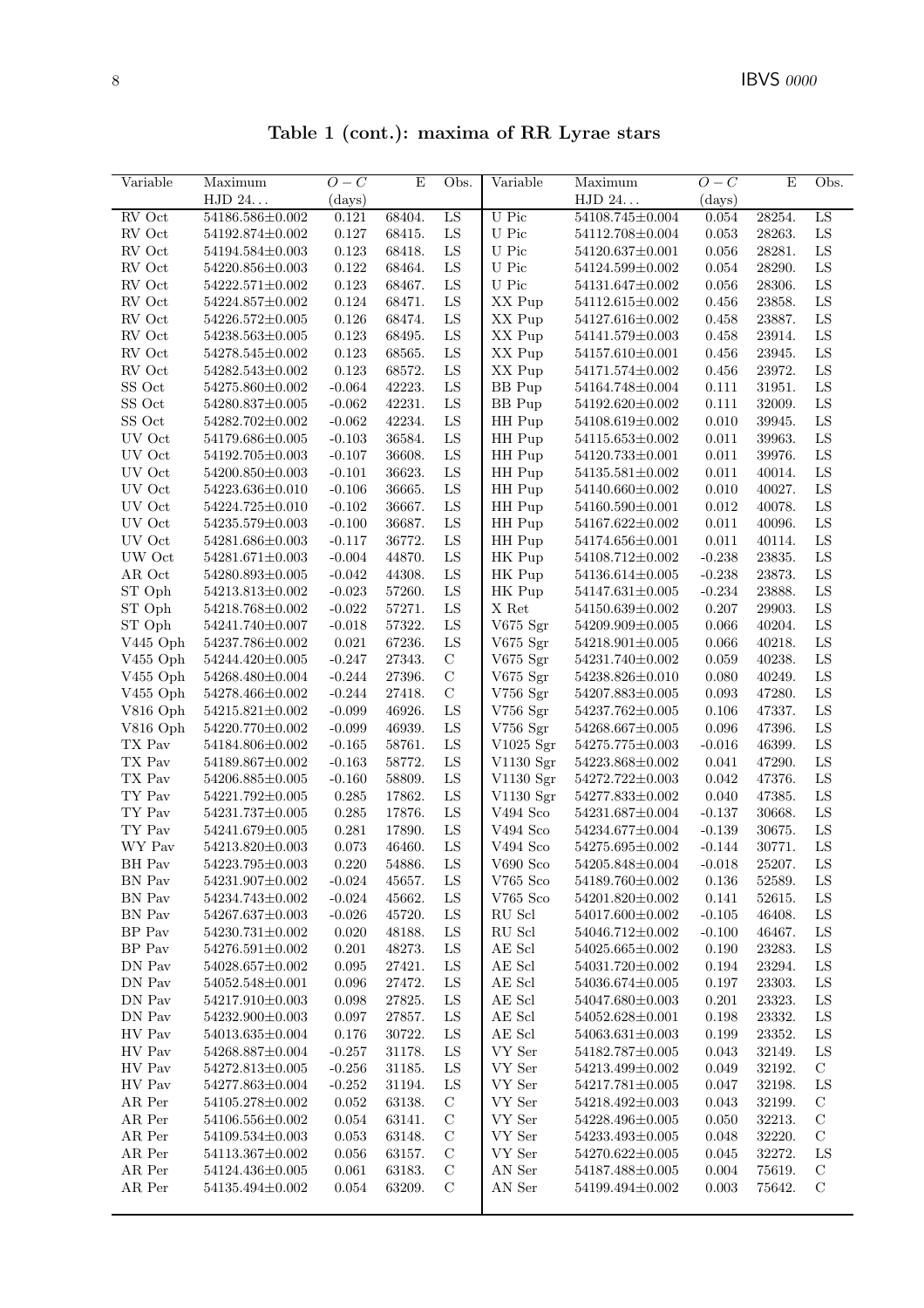**Table 1 (cont.): maxima of RR Lyrae stars**

| Variable | Maximum HJD 24... | $O-C$ (days) | E | Obs. | Variable | Maximum HJD 24... | $O-C$ (days) | E | Obs. |
|---|---|---|---|---|---|---|---|---|---|
| RV Oct | 54186.586±0.002 | 0.121 | 68404. | LS | U Pic | 54108.745±0.004 | 0.054 | 28254. | LS |
| RV Oct | 54192.874±0.002 | 0.127 | 68415. | LS | U Pic | 54112.708±0.004 | 0.053 | 28263. | LS |
| RV Oct | 54194.584±0.003 | 0.123 | 68418. | LS | U Pic | 54120.637±0.001 | 0.056 | 28281. | LS |
| RV Oct | 54220.856±0.003 | 0.122 | 68464. | LS | U Pic | 54124.599±0.002 | 0.054 | 28290. | LS |
| RV Oct | 54222.571±0.002 | 0.123 | 68467. | LS | U Pic | 54131.647±0.002 | 0.056 | 28306. | LS |
| RV Oct | 54224.857±0.002 | 0.124 | 68471. | LS | XX Pup | 54112.615±0.002 | 0.456 | 23858. | LS |
| RV Oct | 54226.572±0.005 | 0.126 | 68474. | LS | XX Pup | 54127.616±0.002 | 0.458 | 23887. | LS |
| RV Oct | 54238.563±0.005 | 0.123 | 68495. | LS | XX Pup | 54141.579±0.003 | 0.458 | 23914. | LS |
| RV Oct | 54278.545±0.002 | 0.123 | 68565. | LS | XX Pup | 54157.610±0.001 | 0.456 | 23945. | LS |
| RV Oct | 54282.543±0.002 | 0.123 | 68572. | LS | XX Pup | 54171.574±0.002 | 0.456 | 23972. | LS |
| SS Oct | 54275.860±0.002 | -0.064 | 42223. | LS | BB Pup | 54164.748±0.004 | 0.111 | 31951. | LS |
| SS Oct | 54280.837±0.005 | -0.062 | 42231. | LS | BB Pup | 54192.620±0.002 | 0.111 | 32009. | LS |
| SS Oct | 54282.702±0.002 | -0.062 | 42234. | LS | HH Pup | 54108.619±0.002 | 0.010 | 39945. | LS |
| UV Oct | 54179.686±0.005 | -0.103 | 36584. | LS | HH Pup | 54115.653±0.002 | 0.011 | 39963. | LS |
| UV Oct | 54192.705±0.003 | -0.107 | 36608. | LS | HH Pup | 54120.733±0.001 | 0.011 | 39976. | LS |
| UV Oct | 54200.850±0.003 | -0.101 | 36623. | LS | HH Pup | 54135.581±0.002 | 0.011 | 40014. | LS |
| UV Oct | 54223.636±0.010 | -0.106 | 36665. | LS | HH Pup | 54140.660±0.002 | 0.010 | 40027. | LS |
| UV Oct | 54224.725±0.010 | -0.102 | 36667. | LS | HH Pup | 54160.590±0.001 | 0.012 | 40078. | LS |
| UV Oct | 54235.579±0.003 | -0.100 | 36687. | LS | HH Pup | 54167.622±0.002 | 0.011 | 40096. | LS |
| UV Oct | 54281.686±0.003 | -0.117 | 36772. | LS | HH Pup | 54174.656±0.001 | 0.011 | 40114. | LS |
| UW Oct | 54281.671±0.003 | -0.004 | 44870. | LS | HK Pup | 54108.712±0.002 | -0.238 | 23835. | LS |
| AR Oct | 54280.893±0.005 | -0.042 | 44308. | LS | HK Pup | 54136.614±0.005 | -0.238 | 23873. | LS |
| ST Oph | 54213.813±0.002 | -0.023 | 57260. | LS | HK Pup | 54147.631±0.005 | -0.234 | 23888. | LS |
| ST Oph | 54218.768±0.002 | -0.022 | 57271. | LS | X Ret | 54150.639±0.002 | 0.207 | 29903. | LS |
| ST Oph | 54241.740±0.007 | -0.018 | 57322. | LS | V675 Sgr | 54209.909±0.005 | 0.066 | 40204. | LS |
| V445 Oph | 54237.786±0.002 | 0.021 | 67236. | LS | V675 Sgr | 54218.901±0.005 | 0.066 | 40218. | LS |
| V455 Oph | 54244.420±0.005 | -0.247 | 27343. | C | V675 Sgr | 54231.740±0.002 | 0.059 | 40238. | LS |
| V455 Oph | 54268.480±0.004 | -0.244 | 27396. | C | V675 Sgr | 54238.826±0.010 | 0.080 | 40249. | LS |
| V455 Oph | 54278.466±0.002 | -0.244 | 27418. | C | V756 Sgr | 54207.883±0.005 | 0.093 | 47280. | LS |
| V816 Oph | 54215.821±0.002 | -0.099 | 46926. | LS | V756 Sgr | 54237.762±0.005 | 0.106 | 47337. | LS |
| V816 Oph | 54220.770±0.002 | -0.099 | 46939. | LS | V756 Sgr | 54268.667±0.005 | 0.096 | 47396. | LS |
| TX Pav | 54184.806±0.002 | -0.165 | 58761. | LS | V1025 Sgr | 54275.775±0.003 | -0.016 | 46399. | LS |
| TX Pav | 54189.867±0.002 | -0.163 | 58772. | LS | V1130 Sgr | 54223.868±0.002 | 0.041 | 47290. | LS |
| TX Pav | 54206.885±0.005 | -0.160 | 58809. | LS | V1130 Sgr | 54272.722±0.003 | 0.042 | 47376. | LS |
| TY Pav | 54221.792±0.005 | 0.285 | 17862. | LS | V1130 Sgr | 54277.833±0.002 | 0.040 | 47385. | LS |
| TY Pav | 54231.737±0.005 | 0.285 | 17876. | LS | V494 Sco | 54231.687±0.004 | -0.137 | 30668. | LS |
| TY Pav | 54241.679±0.005 | 0.281 | 17890. | LS | V494 Sco | 54234.677±0.004 | -0.139 | 30675. | LS |
| WY Pav | 54213.820±0.003 | 0.073 | 46460. | LS | V494 Sco | 54275.695±0.002 | -0.144 | 30771. | LS |
| BH Pav | 54223.795±0.003 | 0.220 | 54886. | LS | V690 Sco | 54205.848±0.004 | -0.018 | 25207. | LS |
| BN Pav | 54231.907±0.002 | -0.024 | 45657. | LS | V765 Sco | 54189.760±0.002 | 0.136 | 52589. | LS |
| BN Pav | 54234.743±0.002 | -0.024 | 45662. | LS | V765 Sco | 54201.820±0.002 | 0.141 | 52615. | LS |
| BN Pav | 54267.637±0.003 | -0.026 | 45720. | LS | RU Scl | 54017.600±0.002 | -0.105 | 46408. | LS |
| BP Pav | 54230.731±0.002 | 0.020 | 48188. | LS | RU Scl | 54046.712±0.002 | -0.100 | 46467. | LS |
| BP Pav | 54276.591±0.002 | 0.201 | 48273. | LS | AE Scl | 54025.665±0.002 | 0.190 | 23283. | LS |
| DN Pav | 54028.657±0.002 | 0.095 | 27421. | LS | AE Scl | 54031.720±0.002 | 0.194 | 23294. | LS |
| DN Pav | 54052.548±0.001 | 0.096 | 27472. | LS | AE Scl | 54036.674±0.005 | 0.197 | 23303. | LS |
| DN Pav | 54217.910±0.003 | 0.098 | 27825. | LS | AE Scl | 54047.680±0.003 | 0.201 | 23323. | LS |
| DN Pav | 54232.900±0.003 | 0.097 | 27857. | LS | AE Scl | 54052.628±0.001 | 0.198 | 23332. | LS |
| HV Pav | 54013.635±0.004 | 0.176 | 30722. | LS | AE Scl | 54063.631±0.003 | 0.199 | 23352. | LS |
| HV Pav | 54268.887±0.004 | -0.257 | 31178. | LS | VY Ser | 54182.787±0.005 | 0.043 | 32149. | LS |
| HV Pav | 54272.813±0.005 | -0.256 | 31185. | LS | VY Ser | 54213.499±0.002 | 0.049 | 32192. | C |
| HV Pav | 54277.863±0.004 | -0.252 | 31194. | LS | VY Ser | 54217.781±0.005 | 0.047 | 32198. | LS |
| AR Per | 54105.278±0.002 | 0.052 | 63138. | C | VY Ser | 54218.492±0.003 | 0.043 | 32199. | C |
| AR Per | 54106.556±0.002 | 0.054 | 63141. | C | VY Ser | 54228.496±0.005 | 0.050 | 32213. | C |
| AR Per | 54109.534±0.003 | 0.053 | 63148. | C | VY Ser | 54233.493±0.005 | 0.048 | 32220. | C |
| AR Per | 54113.367±0.002 | 0.056 | 63157. | C | VY Ser | 54270.622±0.005 | 0.045 | 32272. | LS |
| AR Per | 54124.436±0.005 | 0.061 | 63183. | C | AN Ser | 54187.488±0.005 | 0.004 | 75619. | C |
| AR Per | 54135.494±0.002 | 0.054 | 63209. | C | AN Ser | 54199.494±0.002 | 0.003 | 75642. | C |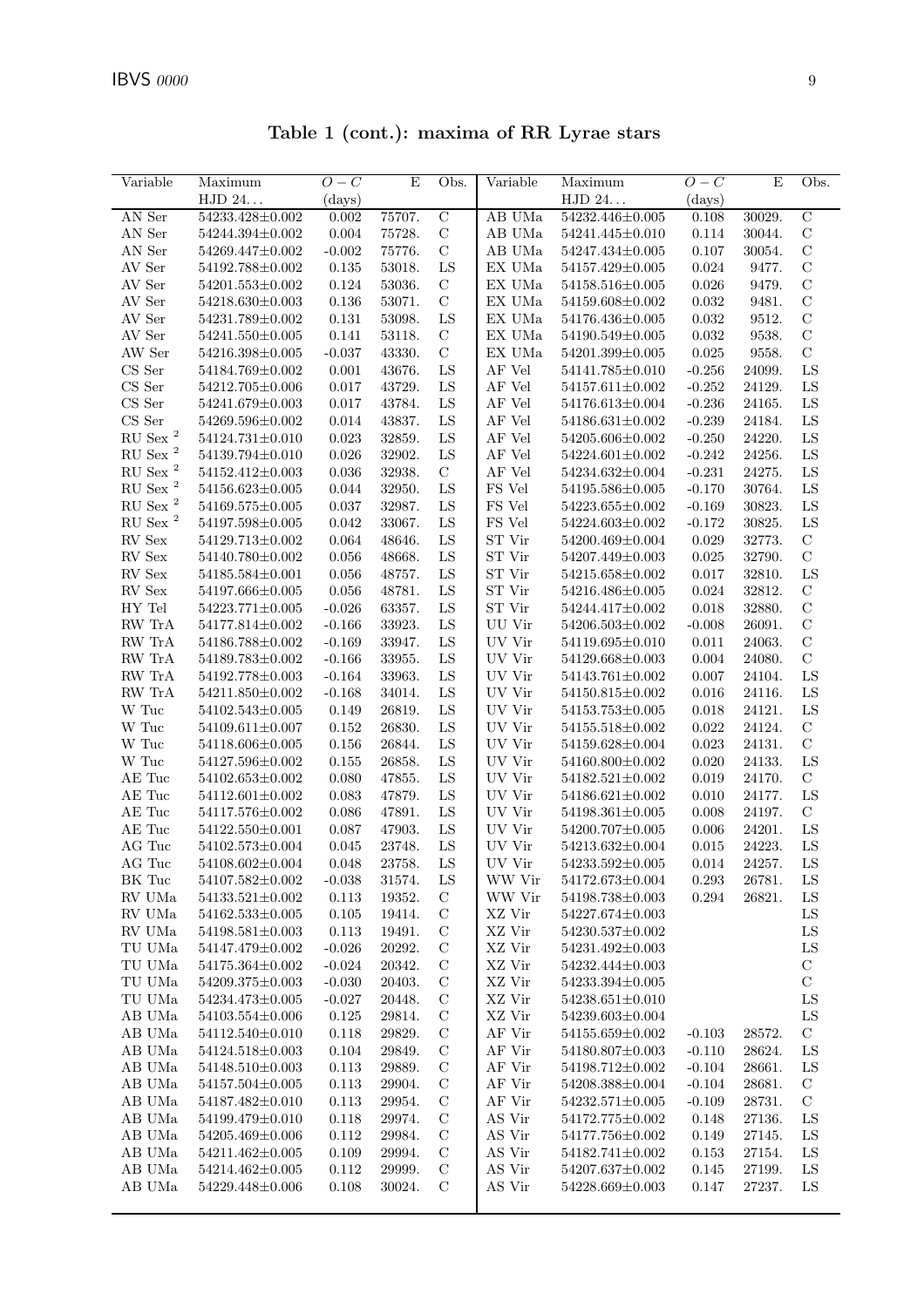**Table 1 (cont.): maxima of RR Lyrae stars**

| Variable | Maximum HJD 24... | $O-C$ (days) | E | Obs. | Variable | Maximum HJD 24... | $O-C$ (days) | E | Obs. |
|---|---|---|---|---|---|---|---|---|---|
| AN Ser | 54233.428±0.002 | 0.002 | 75707. | C | AB UMa | 54232.446±0.005 | 0.108 | 30029. | C |
| AN Ser | 54244.394±0.002 | 0.004 | 75728. | C | AB UMa | 54241.445±0.010 | 0.114 | 30044. | C |
| AN Ser | 54269.447±0.002 | -0.002 | 75776. | C | AB UMa | 54247.434±0.005 | 0.107 | 30054. | C |
| AV Ser | 54192.788±0.002 | 0.135 | 53018. | LS | EX UMa | 54157.429±0.005 | 0.024 | 9477. | C |
| AV Ser | 54201.553±0.002 | 0.124 | 53036. | C | EX UMa | 54158.516±0.005 | 0.026 | 9479. | C |
| AV Ser | 54218.630±0.003 | 0.136 | 53071. | C | EX UMa | 54159.608±0.002 | 0.032 | 9481. | C |
| AV Ser | 54231.789±0.002 | 0.131 | 53098. | LS | EX UMa | 54176.436±0.005 | 0.032 | 9512. | C |
| AV Ser | 54241.550±0.005 | 0.141 | 53118. | C | EX UMa | 54190.549±0.005 | 0.032 | 9538. | C |
| AW Ser | 54216.398±0.005 | -0.037 | 43330. | C | EX UMa | 54201.399±0.005 | 0.025 | 9558. | C |
| CS Ser | 54184.769±0.002 | 0.001 | 43676. | LS | AF Vel | 54141.785±0.010 | -0.256 | 24099. | LS |
| CS Ser | 54212.705±0.006 | 0.017 | 43729. | LS | AF Vel | 54157.611±0.002 | -0.252 | 24129. | LS |
| CS Ser | 54241.679±0.003 | 0.017 | 43784. | LS | AF Vel | 54176.613±0.004 | -0.236 | 24165. | LS |
| CS Ser | 54269.596±0.002 | 0.014 | 43837. | LS | AF Vel | 54186.631±0.002 | -0.239 | 24184. | LS |
| RU Sex [2] | 54124.731±0.010 | 0.023 | 32859. | LS | AF Vel | 54205.606±0.002 | -0.250 | 24220. | LS |
| RU Sex [2] | 54139.794±0.010 | 0.026 | 32902. | LS | AF Vel | 54224.601±0.002 | -0.242 | 24256. | LS |
| RU Sex [2] | 54152.412±0.003 | 0.036 | 32938. | C | AF Vel | 54234.632±0.004 | -0.231 | 24275. | LS |
| RU Sex [2] | 54156.623±0.005 | 0.044 | 32950. | LS | FS Vel | 54195.586±0.005 | -0.170 | 30764. | LS |
| RU Sex [2] | 54169.575±0.005 | 0.037 | 32987. | LS | FS Vel | 54223.655±0.002 | -0.169 | 30823. | LS |
| RU Sex [2] | 54197.598±0.005 | 0.042 | 33067. | LS | FS Vel | 54224.603±0.002 | -0.172 | 30825. | LS |
| RV Sex | 54129.713±0.002 | 0.064 | 48646. | LS | ST Vir | 54200.469±0.004 | 0.029 | 32773. | C |
| RV Sex | 54140.780±0.002 | 0.056 | 48668. | LS | ST Vir | 54207.449±0.003 | 0.025 | 32790. | C |
| RV Sex | 54185.584±0.001 | 0.056 | 48757. | LS | ST Vir | 54215.658±0.002 | 0.017 | 32810. | LS |
| RV Sex | 54197.666±0.005 | 0.056 | 48781. | LS | ST Vir | 54216.486±0.005 | 0.024 | 32812. | C |
| HY Tel | 54223.771±0.005 | -0.026 | 63357. | LS | ST Vir | 54244.417±0.002 | 0.018 | 32880. | C |
| RW TrA | 54177.814±0.002 | -0.166 | 33923. | LS | UU Vir | 54206.503±0.002 | -0.008 | 26091. | C |
| RW TrA | 54186.788±0.002 | -0.169 | 33947. | LS | UV Vir | 54119.695±0.010 | 0.011 | 24063. | C |
| RW TrA | 54189.783±0.002 | -0.166 | 33955. | LS | UV Vir | 54129.668±0.003 | 0.004 | 24080. | C |
| RW TrA | 54192.778±0.003 | -0.164 | 33963. | LS | UV Vir | 54143.761±0.002 | 0.007 | 24104. | LS |
| RW TrA | 54211.850±0.002 | -0.168 | 34014. | LS | UV Vir | 54150.815±0.002 | 0.016 | 24116. | LS |
| W Tuc | 54102.543±0.005 | 0.149 | 26819. | LS | UV Vir | 54153.753±0.005 | 0.018 | 24121. | LS |
| W Tuc | 54109.611±0.007 | 0.152 | 26830. | LS | UV Vir | 54155.518±0.002 | 0.022 | 24124. | C |
| W Tuc | 54118.606±0.005 | 0.156 | 26844. | LS | UV Vir | 54159.628±0.004 | 0.023 | 24131. | C |
| W Tuc | 54127.596±0.002 | 0.155 | 26858. | LS | UV Vir | 54160.800±0.002 | 0.020 | 24133. | LS |
| AE Tuc | 54102.653±0.002 | 0.080 | 47855. | LS | UV Vir | 54182.521±0.002 | 0.019 | 24170. | C |
| AE Tuc | 54112.601±0.002 | 0.083 | 47879. | LS | UV Vir | 54186.621±0.002 | 0.010 | 24177. | LS |
| AE Tuc | 54117.576±0.002 | 0.086 | 47891. | LS | UV Vir | 54198.361±0.005 | 0.008 | 24197. | C |
| AE Tuc | 54122.550±0.001 | 0.087 | 47903. | LS | UV Vir | 54200.707±0.005 | 0.006 | 24201. | LS |
| AG Tuc | 54102.573±0.004 | 0.045 | 23748. | LS | UV Vir | 54213.632±0.004 | 0.015 | 24223. | LS |
| AG Tuc | 54108.602±0.004 | 0.048 | 23758. | LS | UV Vir | 54233.592±0.005 | 0.014 | 24257. | LS |
| BK Tuc | 54107.582±0.002 | -0.038 | 31574. | LS | WW Vir | 54172.673±0.004 | 0.293 | 26781. | LS |
| RV UMa | 54133.521±0.002 | 0.113 | 19352. | C | WW Vir | 54198.738±0.003 | 0.294 | 26821. | LS |
| RV UMa | 54162.533±0.005 | 0.105 | 19414. | C | XZ Vir | 54227.674±0.003 | | | LS |
| RV UMa | 54198.581±0.003 | 0.113 | 19491. | C | XZ Vir | 54230.537±0.002 | | | LS |
| TU UMa | 54147.479±0.002 | -0.026 | 20292. | C | XZ Vir | 54231.492±0.003 | | | LS |
| TU UMa | 54175.364±0.002 | -0.024 | 20342. | C | XZ Vir | 54232.444±0.003 | | | C |
| TU UMa | 54209.375±0.003 | -0.030 | 20403. | C | XZ Vir | 54233.394±0.005 | | | C |
| TU UMa | 54234.473±0.005 | -0.027 | 20448. | C | XZ Vir | 54238.651±0.010 | | | LS |
| AB UMa | 54103.554±0.006 | 0.125 | 29814. | C | XZ Vir | 54239.603±0.004 | | | LS |
| AB UMa | 54112.540±0.010 | 0.118 | 29829. | C | AF Vir | 54155.659±0.002 | -0.103 | 28572. | C |
| AB UMa | 54124.518±0.003 | 0.104 | 29849. | C | AF Vir | 54180.807±0.003 | -0.110 | 28624. | LS |
| AB UMa | 54148.510±0.003 | 0.113 | 29889. | C | AF Vir | 54198.712±0.002 | -0.104 | 28661. | LS |
| AB UMa | 54157.504±0.005 | 0.113 | 29904. | C | AF Vir | 54208.388±0.004 | -0.104 | 28681. | C |
| AB UMa | 54187.482±0.010 | 0.113 | 29954. | C | AF Vir | 54232.571±0.005 | -0.109 | 28731. | C |
| AB UMa | 54199.479±0.010 | 0.118 | 29974. | C | AS Vir | 54172.775±0.002 | 0.148 | 27136. | LS |
| AB UMa | 54205.469±0.006 | 0.112 | 29984. | C | AS Vir | 54177.756±0.002 | 0.149 | 27145. | LS |
| AB UMa | 54211.462±0.005 | 0.109 | 29994. | C | AS Vir | 54182.741±0.002 | 0.153 | 27154. | LS |
| AB UMa | 54214.462±0.005 | 0.112 | 29999. | C | AS Vir | 54207.637±0.002 | 0.145 | 27199. | LS |
| AB UMa | 54229.448±0.006 | 0.108 | 30024. | C | AS Vir | 54228.669±0.003 | 0.147 | 27237. | LS |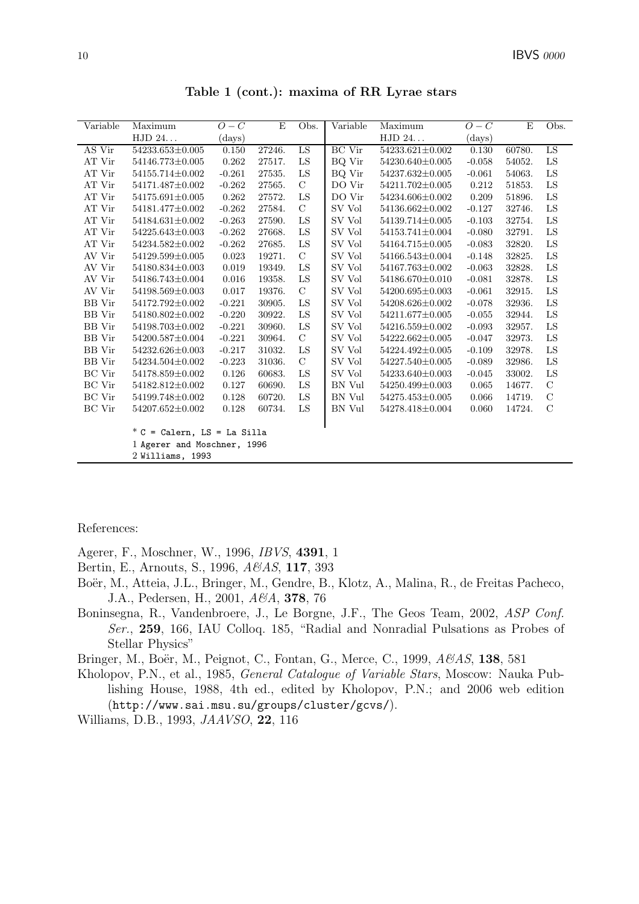**Table 1 (cont.): maxima of RR Lyrae stars**

| Variable | Maximum HJD 24… | $O-C$ (days) | E | Obs. | Variable | Maximum HJD 24… | $O-C$ (days) | E | Obs. |
|---|---|---|---|---|---|---|---|---|---|
| AS Vir | 54233.653±0.005 | 0.150 | 27246. | LS | BC Vir | 54233.621±0.002 | 0.130 | 60780. | LS |
| AT Vir | 54146.773±0.005 | 0.262 | 27517. | LS | BQ Vir | 54230.640±0.005 | -0.058 | 54052. | LS |
| AT Vir | 54155.714±0.002 | -0.261 | 27535. | LS | BQ Vir | 54237.632±0.005 | -0.061 | 54063. | LS |
| AT Vir | 54171.487±0.002 | -0.262 | 27565. | C | DO Vir | 54211.702±0.005 | 0.212 | 51853. | LS |
| AT Vir | 54175.691±0.005 | 0.262 | 27572. | LS | DO Vir | 54234.606±0.002 | 0.209 | 51896. | LS |
| AT Vir | 54181.477±0.002 | -0.262 | 27584. | C | SV Vol | 54136.662±0.002 | -0.127 | 32746. | LS |
| AT Vir | 54184.631±0.002 | -0.263 | 27590. | LS | SV Vol | 54139.714±0.005 | -0.103 | 32754. | LS |
| AT Vir | 54225.643±0.003 | -0.262 | 27668. | LS | SV Vol | 54153.741±0.004 | -0.080 | 32791. | LS |
| AT Vir | 54234.582±0.002 | -0.262 | 27685. | LS | SV Vol | 54164.715±0.005 | -0.083 | 32820. | LS |
| AV Vir | 54129.599±0.005 | 0.023 | 19271. | C | SV Vol | 54166.543±0.004 | -0.148 | 32825. | LS |
| AV Vir | 54180.834±0.003 | 0.019 | 19349. | LS | SV Vol | 54167.763±0.002 | -0.063 | 32828. | LS |
| AV Vir | 54186.743±0.004 | 0.016 | 19358. | LS | SV Vol | 54186.670±0.010 | -0.081 | 32878. | LS |
| AV Vir | 54198.569±0.003 | 0.017 | 19376. | C | SV Vol | 54200.695±0.003 | -0.061 | 32915. | LS |
| BB Vir | 54172.792±0.002 | -0.221 | 30905. | LS | SV Vol | 54208.626±0.002 | -0.078 | 32936. | LS |
| BB Vir | 54180.802±0.002 | -0.220 | 30922. | LS | SV Vol | 54211.677±0.005 | -0.055 | 32944. | LS |
| BB Vir | 54198.703±0.002 | -0.221 | 30960. | LS | SV Vol | 54216.559±0.002 | -0.093 | 32957. | LS |
| BB Vir | 54200.587±0.004 | -0.221 | 30964. | C | SV Vol | 54222.662±0.005 | -0.047 | 32973. | LS |
| BB Vir | 54232.626±0.003 | -0.217 | 31032. | LS | SV Vol | 54224.492±0.005 | -0.109 | 32978. | LS |
| BB Vir | 54234.504±0.002 | -0.223 | 31036. | C | SV Vol | 54227.540±0.005 | -0.089 | 32986. | LS |
| BC Vir | 54178.859±0.002 | 0.126 | 60683. | LS | SV Vol | 54233.640±0.003 | -0.045 | 33002. | LS |
| BC Vir | 54182.812±0.002 | 0.127 | 60690. | LS | BN Vul | 54250.499±0.003 | 0.065 | 14677. | C |
| BC Vir | 54199.748±0.002 | 0.128 | 60720. | LS | BN Vul | 54275.453±0.005 | 0.066 | 14719. | C |
| BC Vir | 54207.652±0.002 | 0.128 | 60734. | LS | BN Vul | 54278.418±0.004 | 0.060 | 14724. | C |

* C = Calern, LS = La Silla
1 Agerer and Moschner, 1996
2 Williams, 1993

References:

Agerer, F., Moschner, W., 1996, *IBVS*, **4391**, 1

Bertin, E., Arnouts, S., 1996, *A&AS*, **117**, 393

Boër, M., Atteia, J.L., Bringer, M., Gendre, B., Klotz, A., Malina, R., de Freitas Pacheco, J.A., Pedersen, H., 2001, *A&A*, **378**, 76

Boninsegna, R., Vandenbroere, J., Le Borgne, J.F., The Geos Team, 2002, *ASP Conf. Ser.*, **259**, 166, IAU Colloq. 185, "Radial and Nonradial Pulsations as Probes of Stellar Physics"

Bringer, M., Boër, M., Peignot, C., Fontan, G., Merce, C., 1999, *A&AS*, **138**, 581

Kholopov, P.N., et al., 1985, *General Catalogue of Variable Stars*, Moscow: Nauka Publishing House, 1988, 4th ed., edited by Kholopov, P.N.; and 2006 web edition (http://www.sai.msu.su/groups/cluster/gcvs/).

Williams, D.B., 1993, *JAAVSO*, **22**, 116